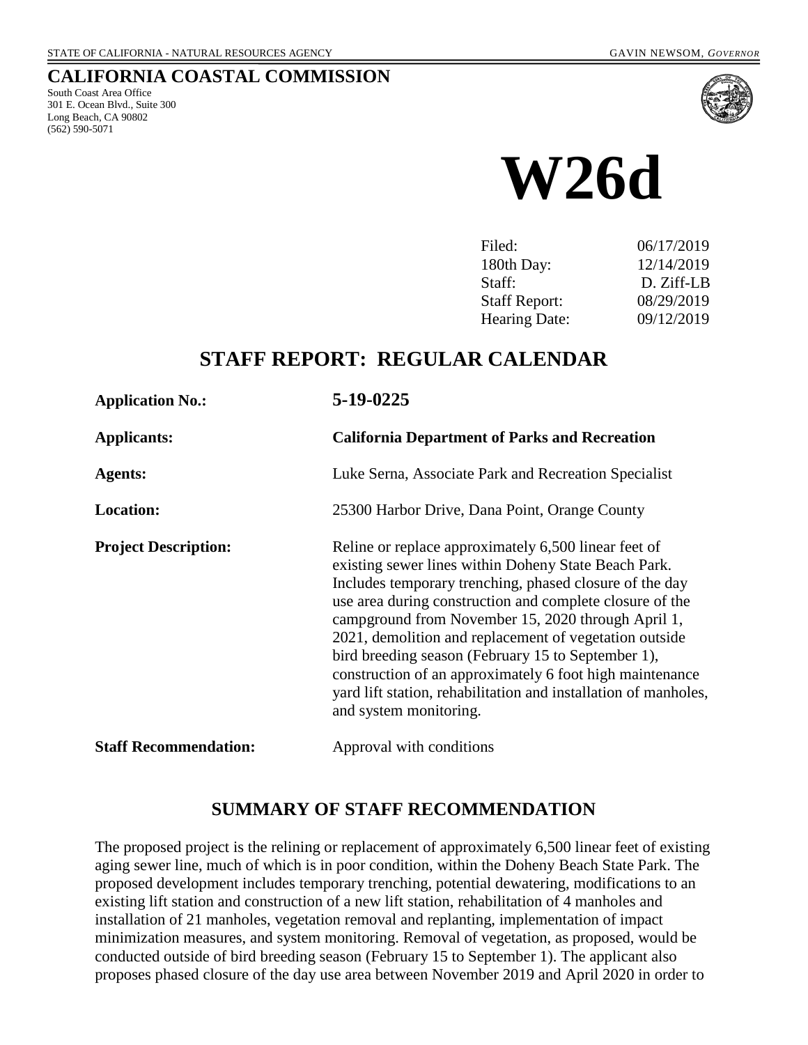STATE OF CALIFORNIA - NATURAL RESOURCES AGENCY GAVIN NEWSOM, *GOVERNOR*

# CALIFORNIA COASTAL COMMISSION

South Coast Area Office
301 E. Ocean Blvd., Suite 300
Long Beach, CA 90802
(562) 590-5071

# W26d

| | |
|---|---|
| Filed: | 06/17/2019 |
| 180th Day: | 12/14/2019 |
| Staff: | D. Ziff-LB |
| Staff Report: | 08/29/2019 |
| Hearing Date: | 09/12/2019 |

## STAFF REPORT: REGULAR CALENDAR

| | |
|---|---|
| **Application No.:** | **5-19-0225** |
| **Applicants:** | **California Department of Parks and Recreation** |
| **Agents:** | Luke Serna, Associate Park and Recreation Specialist |
| **Location:** | 25300 Harbor Drive, Dana Point, Orange County |
| **Project Description:** | Reline or replace approximately 6,500 linear feet of existing sewer lines within Doheny State Beach Park. Includes temporary trenching, phased closure of the day use area during construction and complete closure of the campground from November 15, 2020 through April 1, 2021, demolition and replacement of vegetation outside bird breeding season (February 15 to September 1), construction of an approximately 6 foot high maintenance yard lift station, rehabilitation and installation of manholes, and system monitoring. |
| **Staff Recommendation:** | Approval with conditions |

## SUMMARY OF STAFF RECOMMENDATION

The proposed project is the relining or replacement of approximately 6,500 linear feet of existing aging sewer line, much of which is in poor condition, within the Doheny Beach State Park. The proposed development includes temporary trenching, potential dewatering, modifications to an existing lift station and construction of a new lift station, rehabilitation of 4 manholes and installation of 21 manholes, vegetation removal and replanting, implementation of impact minimization measures, and system monitoring. Removal of vegetation, as proposed, would be conducted outside of bird breeding season (February 15 to September 1). The applicant also proposes phased closure of the day use area between November 2019 and April 2020 in order to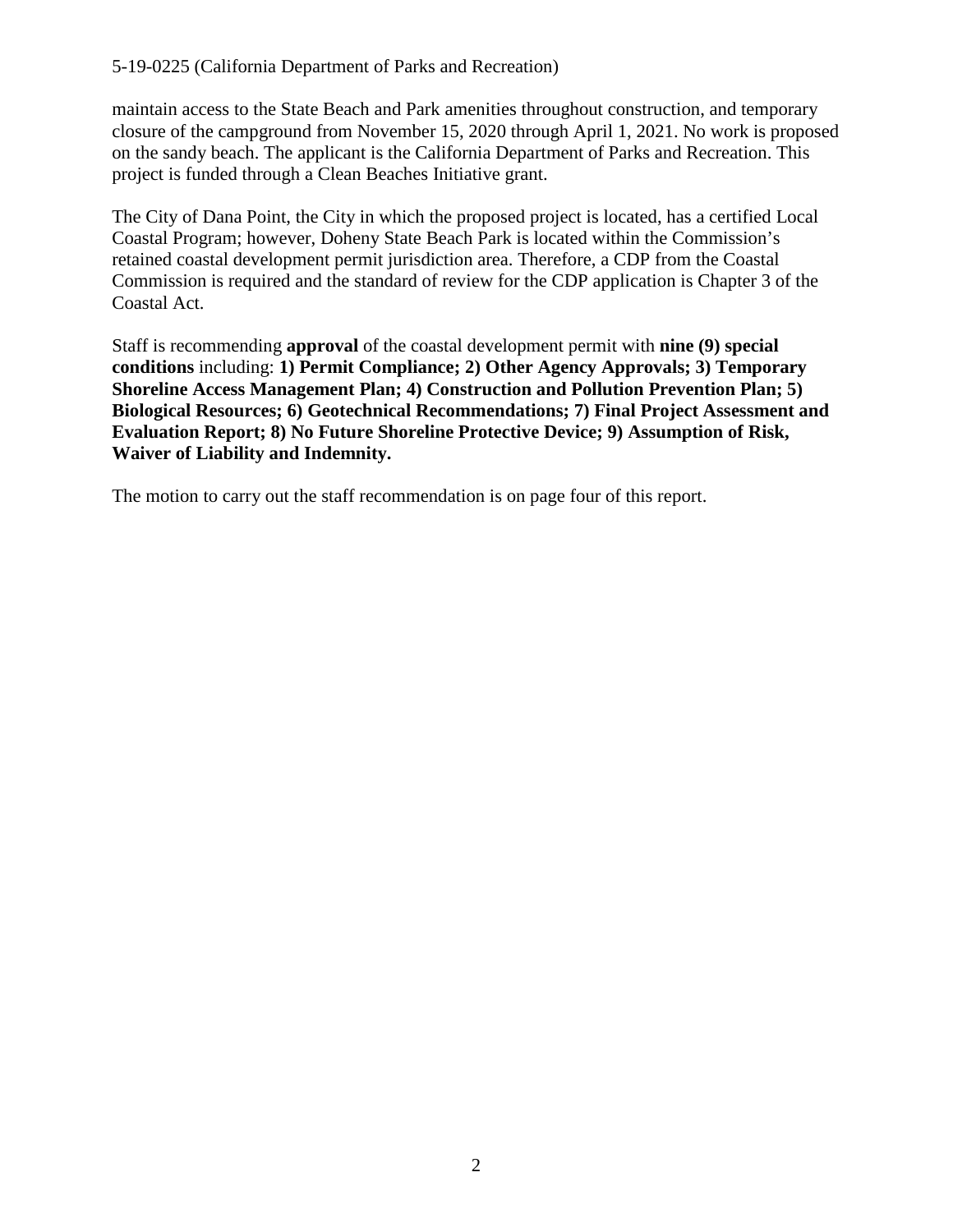maintain access to the State Beach and Park amenities throughout construction, and temporary closure of the campground from November 15, 2020 through April 1, 2021. No work is proposed on the sandy beach. The applicant is the California Department of Parks and Recreation. This project is funded through a Clean Beaches Initiative grant.

The City of Dana Point, the City in which the proposed project is located, has a certified Local Coastal Program; however, Doheny State Beach Park is located within the Commission's retained coastal development permit jurisdiction area. Therefore, a CDP from the Coastal Commission is required and the standard of review for the CDP application is Chapter 3 of the Coastal Act.

Staff is recommending **approval** of the coastal development permit with **nine (9) special conditions** including: **1) Permit Compliance; 2) Other Agency Approvals; 3) Temporary Shoreline Access Management Plan; 4) Construction and Pollution Prevention Plan; 5) Biological Resources; 6) Geotechnical Recommendations; 7) Final Project Assessment and Evaluation Report; 8) No Future Shoreline Protective Device; 9) Assumption of Risk, Waiver of Liability and Indemnity.**

The motion to carry out the staff recommendation is on page four of this report.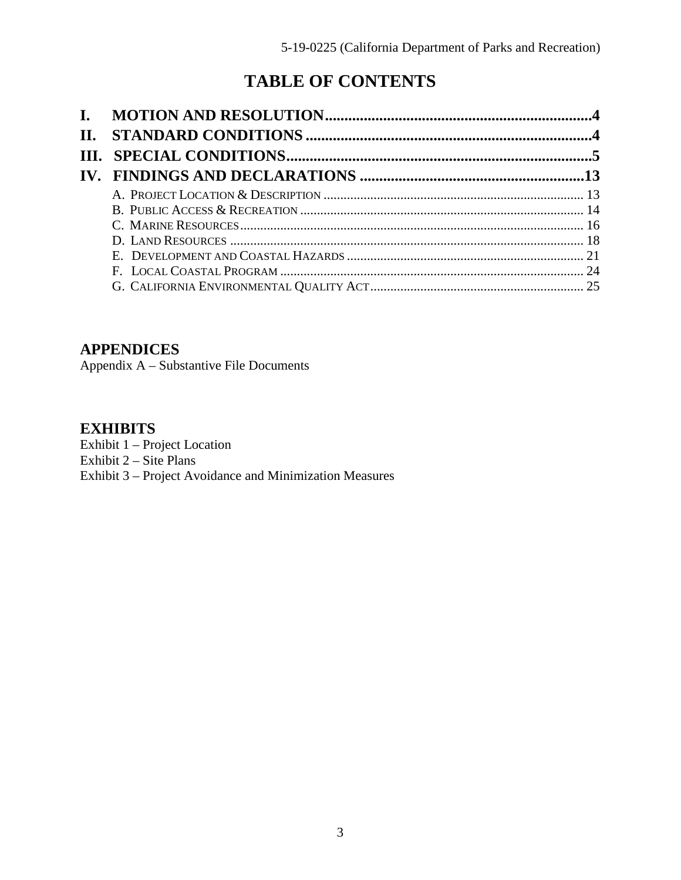# TABLE OF CONTENTS

- **I. MOTION AND RESOLUTION** ..... **4**
- **II. STANDARD CONDITIONS** ..... **4**
- **III. SPECIAL CONDITIONS** ..... **5**
- **IV. FINDINGS AND DECLARATIONS** ..... **13**
  - A. Project Location & Description ..... 13
  - B. Public Access & Recreation ..... 14
  - C. Marine Resources ..... 16
  - D. Land Resources ..... 18
  - E. Development and Coastal Hazards ..... 21
  - F. Local Coastal Program ..... 24
  - G. California Environmental Quality Act ..... 25

## APPENDICES

Appendix A – Substantive File Documents

## EXHIBITS

Exhibit 1 – Project Location
Exhibit 2 – Site Plans
Exhibit 3 – Project Avoidance and Minimization Measures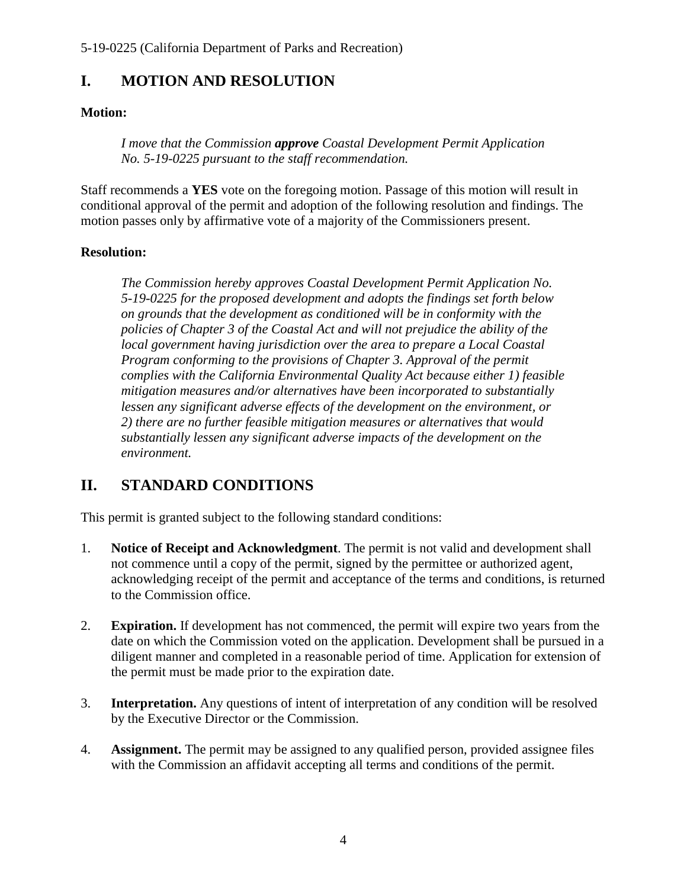## I. MOTION AND RESOLUTION

**Motion:**

> *I move that the Commission **approve** Coastal Development Permit Application No. 5-19-0225 pursuant to the staff recommendation.*

Staff recommends a **YES** vote on the foregoing motion. Passage of this motion will result in conditional approval of the permit and adoption of the following resolution and findings. The motion passes only by affirmative vote of a majority of the Commissioners present.

**Resolution:**

> *The Commission hereby approves Coastal Development Permit Application No. 5-19-0225 for the proposed development and adopts the findings set forth below on grounds that the development as conditioned will be in conformity with the policies of Chapter 3 of the Coastal Act and will not prejudice the ability of the local government having jurisdiction over the area to prepare a Local Coastal Program conforming to the provisions of Chapter 3. Approval of the permit complies with the California Environmental Quality Act because either 1) feasible mitigation measures and/or alternatives have been incorporated to substantially lessen any significant adverse effects of the development on the environment, or 2) there are no further feasible mitigation measures or alternatives that would substantially lessen any significant adverse impacts of the development on the environment.*

## II. STANDARD CONDITIONS

This permit is granted subject to the following standard conditions:

1. **Notice of Receipt and Acknowledgment**. The permit is not valid and development shall not commence until a copy of the permit, signed by the permittee or authorized agent, acknowledging receipt of the permit and acceptance of the terms and conditions, is returned to the Commission office.

2. **Expiration.** If development has not commenced, the permit will expire two years from the date on which the Commission voted on the application. Development shall be pursued in a diligent manner and completed in a reasonable period of time. Application for extension of the permit must be made prior to the expiration date.

3. **Interpretation.** Any questions of intent of interpretation of any condition will be resolved by the Executive Director or the Commission.

4. **Assignment.** The permit may be assigned to any qualified person, provided assignee files with the Commission an affidavit accepting all terms and conditions of the permit.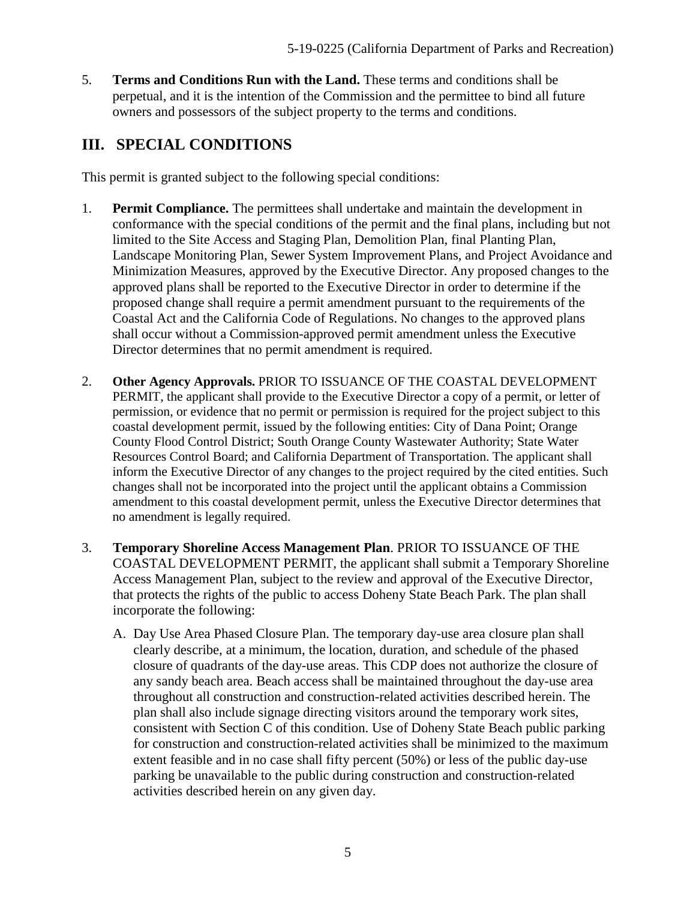5. **Terms and Conditions Run with the Land.** These terms and conditions shall be perpetual, and it is the intention of the Commission and the permittee to bind all future owners and possessors of the subject property to the terms and conditions.

## III. SPECIAL CONDITIONS

This permit is granted subject to the following special conditions:

1. **Permit Compliance.** The permittees shall undertake and maintain the development in conformance with the special conditions of the permit and the final plans, including but not limited to the Site Access and Staging Plan, Demolition Plan, final Planting Plan, Landscape Monitoring Plan, Sewer System Improvement Plans, and Project Avoidance and Minimization Measures, approved by the Executive Director. Any proposed changes to the approved plans shall be reported to the Executive Director in order to determine if the proposed change shall require a permit amendment pursuant to the requirements of the Coastal Act and the California Code of Regulations. No changes to the approved plans shall occur without a Commission-approved permit amendment unless the Executive Director determines that no permit amendment is required.

2. **Other Agency Approvals.** PRIOR TO ISSUANCE OF THE COASTAL DEVELOPMENT PERMIT, the applicant shall provide to the Executive Director a copy of a permit, or letter of permission, or evidence that no permit or permission is required for the project subject to this coastal development permit, issued by the following entities: City of Dana Point; Orange County Flood Control District; South Orange County Wastewater Authority; State Water Resources Control Board; and California Department of Transportation. The applicant shall inform the Executive Director of any changes to the project required by the cited entities. Such changes shall not be incorporated into the project until the applicant obtains a Commission amendment to this coastal development permit, unless the Executive Director determines that no amendment is legally required.

3. **Temporary Shoreline Access Management Plan**. PRIOR TO ISSUANCE OF THE COASTAL DEVELOPMENT PERMIT, the applicant shall submit a Temporary Shoreline Access Management Plan, subject to the review and approval of the Executive Director, that protects the rights of the public to access Doheny State Beach Park. The plan shall incorporate the following:

   A. Day Use Area Phased Closure Plan. The temporary day-use area closure plan shall clearly describe, at a minimum, the location, duration, and schedule of the phased closure of quadrants of the day-use areas. This CDP does not authorize the closure of any sandy beach area. Beach access shall be maintained throughout the day-use area throughout all construction and construction-related activities described herein. The plan shall also include signage directing visitors around the temporary work sites, consistent with Section C of this condition. Use of Doheny State Beach public parking for construction and construction-related activities shall be minimized to the maximum extent feasible and in no case shall fifty percent (50%) or less of the public day-use parking be unavailable to the public during construction and construction-related activities described herein on any given day.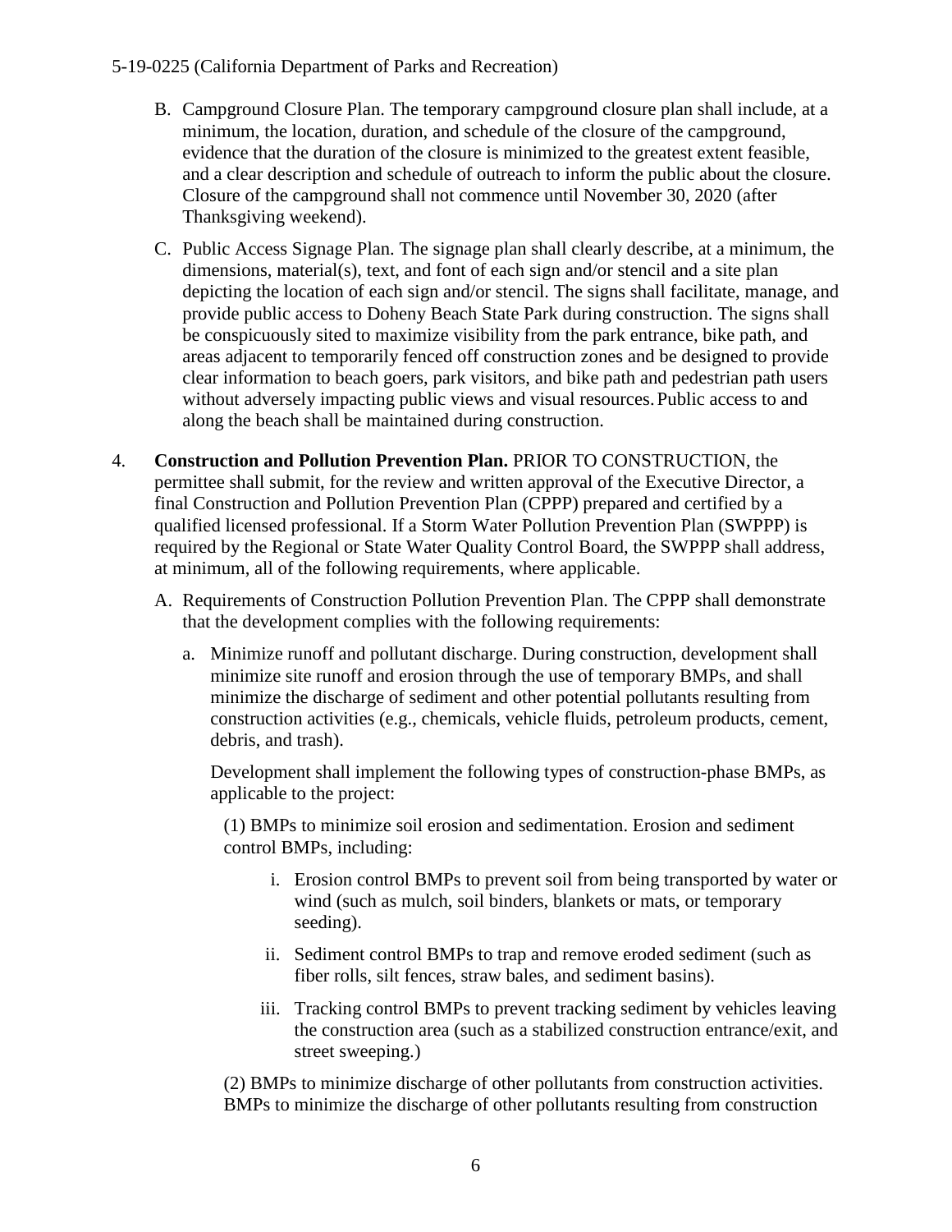B. Campground Closure Plan. The temporary campground closure plan shall include, at a minimum, the location, duration, and schedule of the closure of the campground, evidence that the duration of the closure is minimized to the greatest extent feasible, and a clear description and schedule of outreach to inform the public about the closure. Closure of the campground shall not commence until November 30, 2020 (after Thanksgiving weekend).

C. Public Access Signage Plan. The signage plan shall clearly describe, at a minimum, the dimensions, material(s), text, and font of each sign and/or stencil and a site plan depicting the location of each sign and/or stencil. The signs shall facilitate, manage, and provide public access to Doheny Beach State Park during construction. The signs shall be conspicuously sited to maximize visibility from the park entrance, bike path, and areas adjacent to temporarily fenced off construction zones and be designed to provide clear information to beach goers, park visitors, and bike path and pedestrian path users without adversely impacting public views and visual resources. Public access to and along the beach shall be maintained during construction.

4. **Construction and Pollution Prevention Plan.** PRIOR TO CONSTRUCTION, the permittee shall submit, for the review and written approval of the Executive Director, a final Construction and Pollution Prevention Plan (CPPP) prepared and certified by a qualified licensed professional. If a Storm Water Pollution Prevention Plan (SWPPP) is required by the Regional or State Water Quality Control Board, the SWPPP shall address, at minimum, all of the following requirements, where applicable.

   A. Requirements of Construction Pollution Prevention Plan. The CPPP shall demonstrate that the development complies with the following requirements:

      a. Minimize runoff and pollutant discharge. During construction, development shall minimize site runoff and erosion through the use of temporary BMPs, and shall minimize the discharge of sediment and other potential pollutants resulting from construction activities (e.g., chemicals, vehicle fluids, petroleum products, cement, debris, and trash).

      Development shall implement the following types of construction-phase BMPs, as applicable to the project:

      (1) BMPs to minimize soil erosion and sedimentation. Erosion and sediment control BMPs, including:

         i. Erosion control BMPs to prevent soil from being transported by water or wind (such as mulch, soil binders, blankets or mats, or temporary seeding).

         ii. Sediment control BMPs to trap and remove eroded sediment (such as fiber rolls, silt fences, straw bales, and sediment basins).

         iii. Tracking control BMPs to prevent tracking sediment by vehicles leaving the construction area (such as a stabilized construction entrance/exit, and street sweeping.)

      (2) BMPs to minimize discharge of other pollutants from construction activities. BMPs to minimize the discharge of other pollutants resulting from construction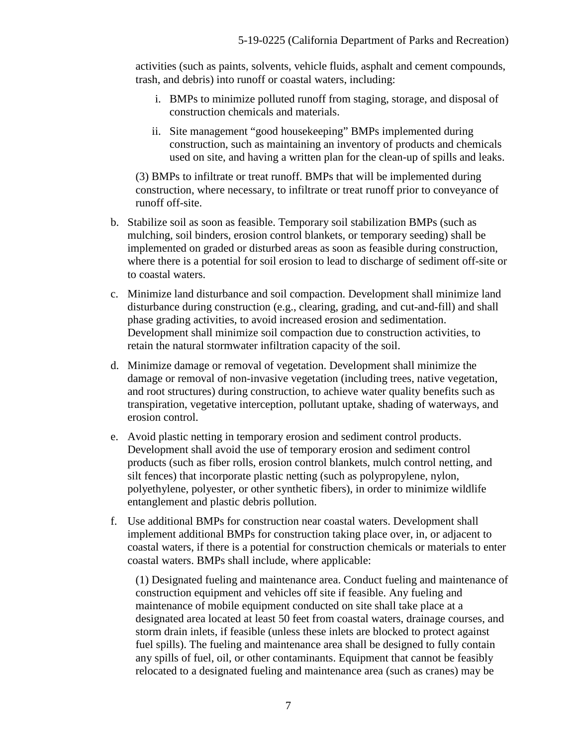activities (such as paints, solvents, vehicle fluids, asphalt and cement compounds, trash, and debris) into runoff or coastal waters, including:

i. BMPs to minimize polluted runoff from staging, storage, and disposal of construction chemicals and materials.

ii. Site management "good housekeeping" BMPs implemented during construction, such as maintaining an inventory of products and chemicals used on site, and having a written plan for the clean-up of spills and leaks.

(3) BMPs to infiltrate or treat runoff. BMPs that will be implemented during construction, where necessary, to infiltrate or treat runoff prior to conveyance of runoff off-site.

b. Stabilize soil as soon as feasible. Temporary soil stabilization BMPs (such as mulching, soil binders, erosion control blankets, or temporary seeding) shall be implemented on graded or disturbed areas as soon as feasible during construction, where there is a potential for soil erosion to lead to discharge of sediment off-site or to coastal waters.

c. Minimize land disturbance and soil compaction. Development shall minimize land disturbance during construction (e.g., clearing, grading, and cut-and-fill) and shall phase grading activities, to avoid increased erosion and sedimentation. Development shall minimize soil compaction due to construction activities, to retain the natural stormwater infiltration capacity of the soil.

d. Minimize damage or removal of vegetation. Development shall minimize the damage or removal of non-invasive vegetation (including trees, native vegetation, and root structures) during construction, to achieve water quality benefits such as transpiration, vegetative interception, pollutant uptake, shading of waterways, and erosion control.

e. Avoid plastic netting in temporary erosion and sediment control products. Development shall avoid the use of temporary erosion and sediment control products (such as fiber rolls, erosion control blankets, mulch control netting, and silt fences) that incorporate plastic netting (such as polypropylene, nylon, polyethylene, polyester, or other synthetic fibers), in order to minimize wildlife entanglement and plastic debris pollution.

f. Use additional BMPs for construction near coastal waters. Development shall implement additional BMPs for construction taking place over, in, or adjacent to coastal waters, if there is a potential for construction chemicals or materials to enter coastal waters. BMPs shall include, where applicable:

(1) Designated fueling and maintenance area. Conduct fueling and maintenance of construction equipment and vehicles off site if feasible. Any fueling and maintenance of mobile equipment conducted on site shall take place at a designated area located at least 50 feet from coastal waters, drainage courses, and storm drain inlets, if feasible (unless these inlets are blocked to protect against fuel spills). The fueling and maintenance area shall be designed to fully contain any spills of fuel, oil, or other contaminants. Equipment that cannot be feasibly relocated to a designated fueling and maintenance area (such as cranes) may be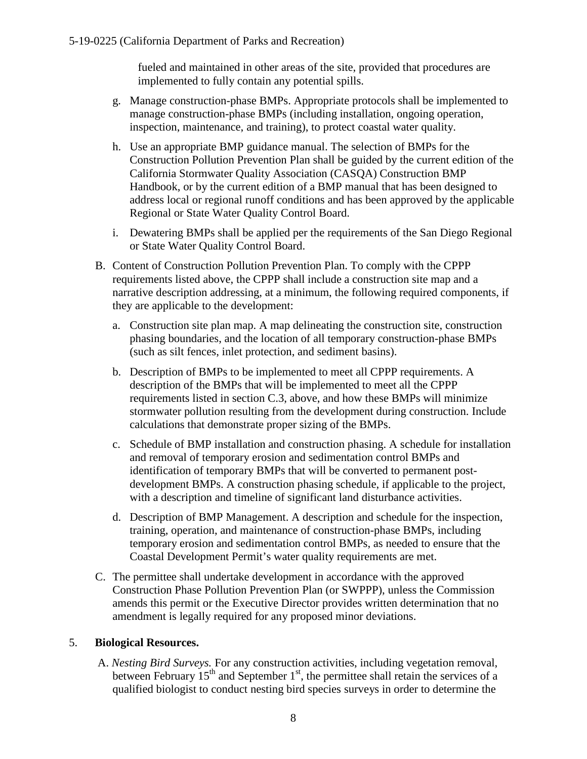fueled and maintained in other areas of the site, provided that procedures are implemented to fully contain any potential spills.

g. Manage construction-phase BMPs. Appropriate protocols shall be implemented to manage construction-phase BMPs (including installation, ongoing operation, inspection, maintenance, and training), to protect coastal water quality.

h. Use an appropriate BMP guidance manual. The selection of BMPs for the Construction Pollution Prevention Plan shall be guided by the current edition of the California Stormwater Quality Association (CASQA) Construction BMP Handbook, or by the current edition of a BMP manual that has been designed to address local or regional runoff conditions and has been approved by the applicable Regional or State Water Quality Control Board.

i. Dewatering BMPs shall be applied per the requirements of the San Diego Regional or State Water Quality Control Board.

B. Content of Construction Pollution Prevention Plan. To comply with the CPPP requirements listed above, the CPPP shall include a construction site map and a narrative description addressing, at a minimum, the following required components, if they are applicable to the development:

a. Construction site plan map. A map delineating the construction site, construction phasing boundaries, and the location of all temporary construction-phase BMPs (such as silt fences, inlet protection, and sediment basins).

b. Description of BMPs to be implemented to meet all CPPP requirements. A description of the BMPs that will be implemented to meet all the CPPP requirements listed in section C.3, above, and how these BMPs will minimize stormwater pollution resulting from the development during construction. Include calculations that demonstrate proper sizing of the BMPs.

c. Schedule of BMP installation and construction phasing. A schedule for installation and removal of temporary erosion and sedimentation control BMPs and identification of temporary BMPs that will be converted to permanent post-development BMPs. A construction phasing schedule, if applicable to the project, with a description and timeline of significant land disturbance activities.

d. Description of BMP Management. A description and schedule for the inspection, training, operation, and maintenance of construction-phase BMPs, including temporary erosion and sedimentation control BMPs, as needed to ensure that the Coastal Development Permit's water quality requirements are met.

C. The permittee shall undertake development in accordance with the approved Construction Phase Pollution Prevention Plan (or SWPPP), unless the Commission amends this permit or the Executive Director provides written determination that no amendment is legally required for any proposed minor deviations.

5. **Biological Resources.**

A. *Nesting Bird Surveys.* For any construction activities, including vegetation removal, between February 15th and September 1st, the permittee shall retain the services of a qualified biologist to conduct nesting bird species surveys in order to determine the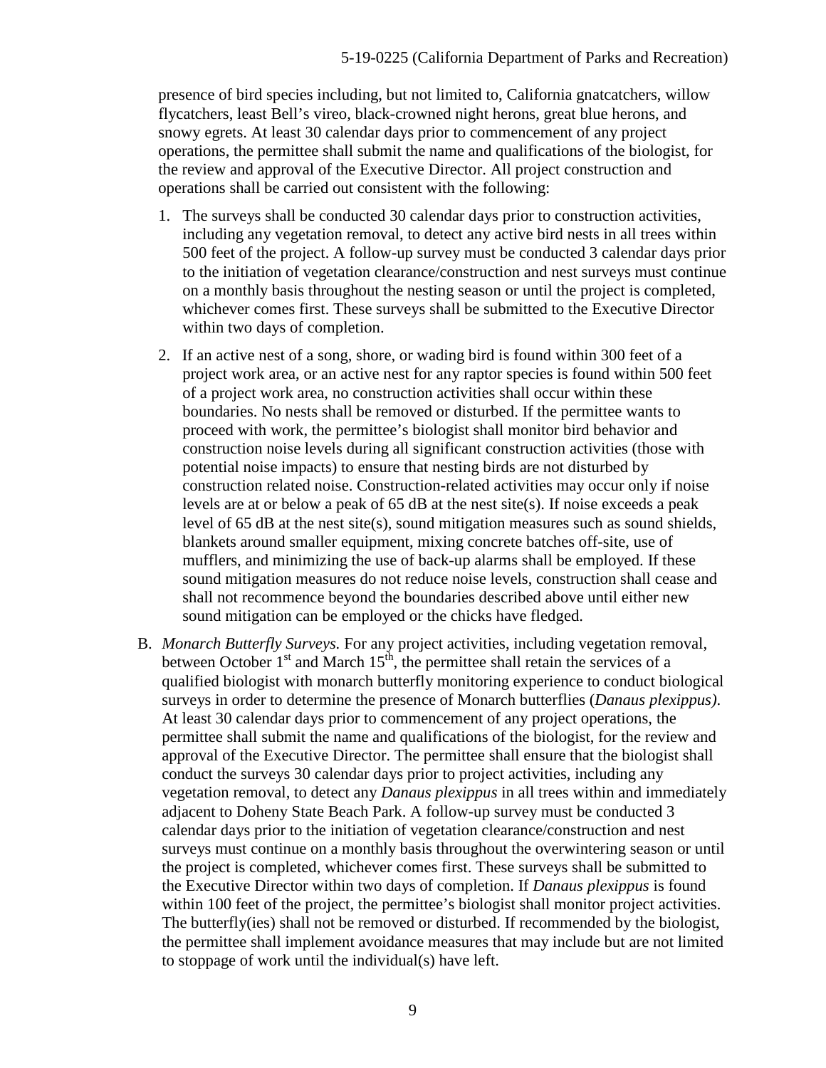presence of bird species including, but not limited to, California gnatcatchers, willow flycatchers, least Bell's vireo, black-crowned night herons, great blue herons, and snowy egrets. At least 30 calendar days prior to commencement of any project operations, the permittee shall submit the name and qualifications of the biologist, for the review and approval of the Executive Director. All project construction and operations shall be carried out consistent with the following:

1. The surveys shall be conducted 30 calendar days prior to construction activities, including any vegetation removal, to detect any active bird nests in all trees within 500 feet of the project. A follow-up survey must be conducted 3 calendar days prior to the initiation of vegetation clearance/construction and nest surveys must continue on a monthly basis throughout the nesting season or until the project is completed, whichever comes first. These surveys shall be submitted to the Executive Director within two days of completion.

2. If an active nest of a song, shore, or wading bird is found within 300 feet of a project work area, or an active nest for any raptor species is found within 500 feet of a project work area, no construction activities shall occur within these boundaries. No nests shall be removed or disturbed. If the permittee wants to proceed with work, the permittee's biologist shall monitor bird behavior and construction noise levels during all significant construction activities (those with potential noise impacts) to ensure that nesting birds are not disturbed by construction related noise. Construction-related activities may occur only if noise levels are at or below a peak of 65 dB at the nest site(s). If noise exceeds a peak level of 65 dB at the nest site(s), sound mitigation measures such as sound shields, blankets around smaller equipment, mixing concrete batches off-site, use of mufflers, and minimizing the use of back-up alarms shall be employed. If these sound mitigation measures do not reduce noise levels, construction shall cease and shall not recommence beyond the boundaries described above until either new sound mitigation can be employed or the chicks have fledged.

B. *Monarch Butterfly Surveys.* For any project activities, including vegetation removal, between October 1st and March 15th, the permittee shall retain the services of a qualified biologist with monarch butterfly monitoring experience to conduct biological surveys in order to determine the presence of Monarch butterflies (*Danaus plexippus)*. At least 30 calendar days prior to commencement of any project operations, the permittee shall submit the name and qualifications of the biologist, for the review and approval of the Executive Director. The permittee shall ensure that the biologist shall conduct the surveys 30 calendar days prior to project activities, including any vegetation removal, to detect any *Danaus plexippus* in all trees within and immediately adjacent to Doheny State Beach Park. A follow-up survey must be conducted 3 calendar days prior to the initiation of vegetation clearance/construction and nest surveys must continue on a monthly basis throughout the overwintering season or until the project is completed, whichever comes first. These surveys shall be submitted to the Executive Director within two days of completion. If *Danaus plexippus* is found within 100 feet of the project, the permittee's biologist shall monitor project activities. The butterfly(ies) shall not be removed or disturbed. If recommended by the biologist, the permittee shall implement avoidance measures that may include but are not limited to stoppage of work until the individual(s) have left.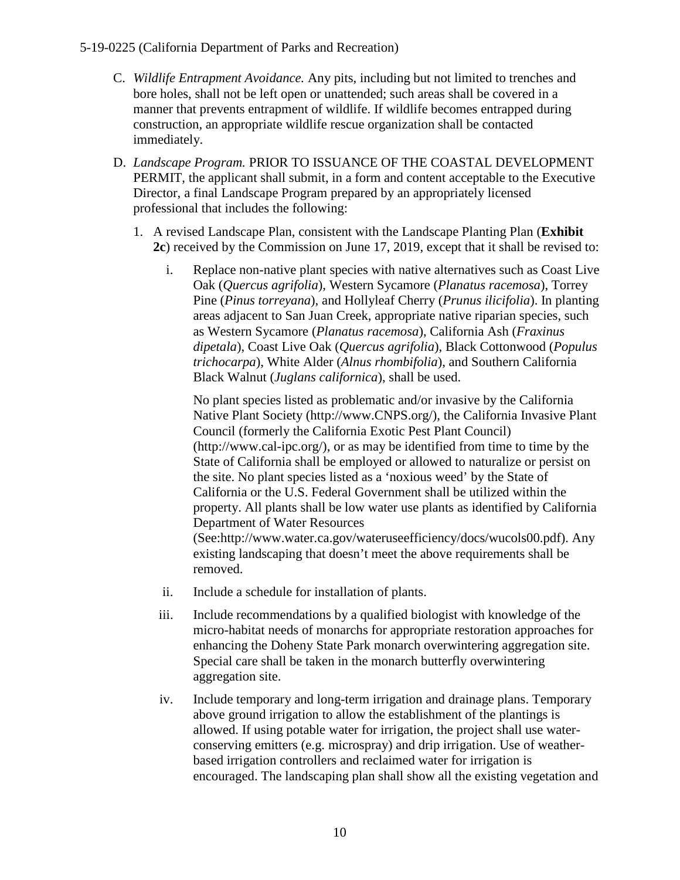C. *Wildlife Entrapment Avoidance.* Any pits, including but not limited to trenches and bore holes, shall not be left open or unattended; such areas shall be covered in a manner that prevents entrapment of wildlife. If wildlife becomes entrapped during construction, an appropriate wildlife rescue organization shall be contacted immediately.

D. *Landscape Program.* PRIOR TO ISSUANCE OF THE COASTAL DEVELOPMENT PERMIT, the applicant shall submit, in a form and content acceptable to the Executive Director, a final Landscape Program prepared by an appropriately licensed professional that includes the following:

1. A revised Landscape Plan, consistent with the Landscape Planting Plan (**Exhibit 2c**) received by the Commission on June 17, 2019, except that it shall be revised to:

   i. Replace non-native plant species with native alternatives such as Coast Live Oak (*Quercus agrifolia*), Western Sycamore (*Planatus racemosa*), Torrey Pine (*Pinus torreyana*), and Hollyleaf Cherry (*Prunus ilicifolia*). In planting areas adjacent to San Juan Creek, appropriate native riparian species, such as Western Sycamore (*Planatus racemosa*), California Ash (*Fraxinus dipetala*), Coast Live Oak (*Quercus agrifolia*), Black Cottonwood (*Populus trichocarpa*), White Alder (*Alnus rhombifolia*), and Southern California Black Walnut (*Juglans californica*), shall be used.

      No plant species listed as problematic and/or invasive by the California Native Plant Society (http://www.CNPS.org/), the California Invasive Plant Council (formerly the California Exotic Pest Plant Council) (http://www.cal-ipc.org/), or as may be identified from time to time by the State of California shall be employed or allowed to naturalize or persist on the site. No plant species listed as a 'noxious weed' by the State of California or the U.S. Federal Government shall be utilized within the property. All plants shall be low water use plants as identified by California Department of Water Resources (See:http://www.water.ca.gov/wateruseefficiency/docs/wucols00.pdf). Any existing landscaping that doesn't meet the above requirements shall be removed.

   ii. Include a schedule for installation of plants.

   iii. Include recommendations by a qualified biologist with knowledge of the micro-habitat needs of monarchs for appropriate restoration approaches for enhancing the Doheny State Park monarch overwintering aggregation site. Special care shall be taken in the monarch butterfly overwintering aggregation site.

   iv. Include temporary and long-term irrigation and drainage plans. Temporary above ground irrigation to allow the establishment of the plantings is allowed. If using potable water for irrigation, the project shall use water-conserving emitters (e.g. microspray) and drip irrigation. Use of weather-based irrigation controllers and reclaimed water for irrigation is encouraged. The landscaping plan shall show all the existing vegetation and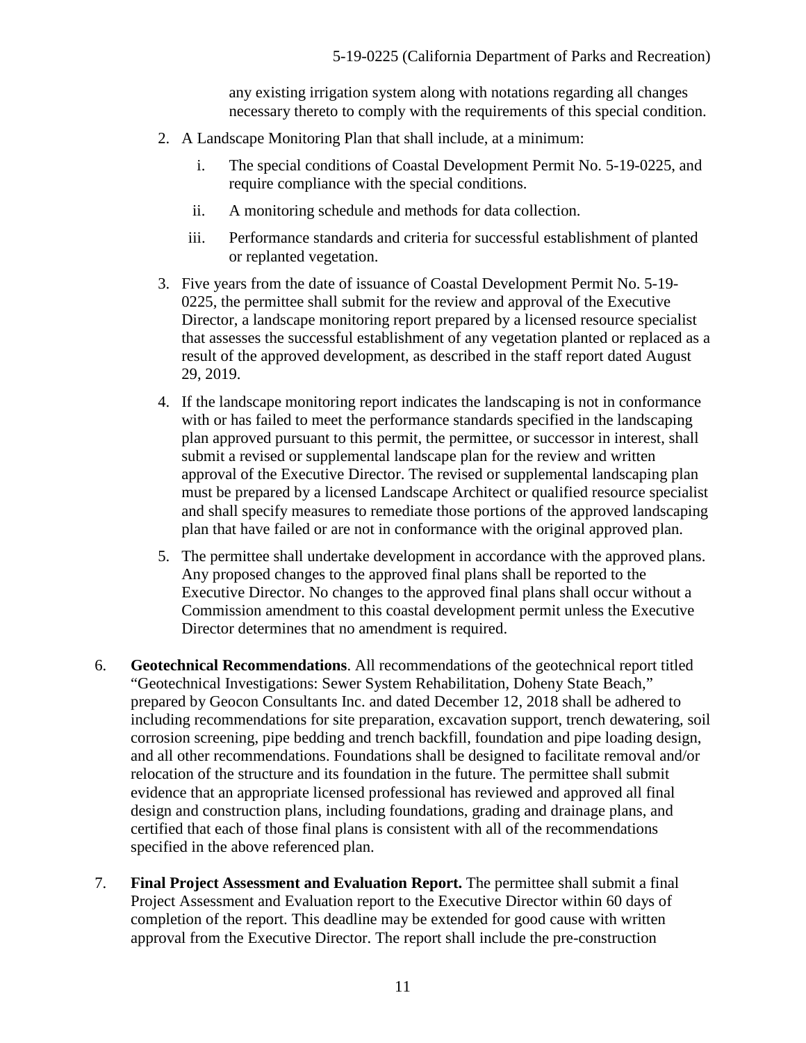any existing irrigation system along with notations regarding all changes necessary thereto to comply with the requirements of this special condition.

2. A Landscape Monitoring Plan that shall include, at a minimum:

    i. The special conditions of Coastal Development Permit No. 5-19-0225, and require compliance with the special conditions.

    ii. A monitoring schedule and methods for data collection.

    iii. Performance standards and criteria for successful establishment of planted or replanted vegetation.

3. Five years from the date of issuance of Coastal Development Permit No. 5-19-0225, the permittee shall submit for the review and approval of the Executive Director, a landscape monitoring report prepared by a licensed resource specialist that assesses the successful establishment of any vegetation planted or replaced as a result of the approved development, as described in the staff report dated August 29, 2019.

4. If the landscape monitoring report indicates the landscaping is not in conformance with or has failed to meet the performance standards specified in the landscaping plan approved pursuant to this permit, the permittee, or successor in interest, shall submit a revised or supplemental landscape plan for the review and written approval of the Executive Director. The revised or supplemental landscaping plan must be prepared by a licensed Landscape Architect or qualified resource specialist and shall specify measures to remediate those portions of the approved landscaping plan that have failed or are not in conformance with the original approved plan.

5. The permittee shall undertake development in accordance with the approved plans. Any proposed changes to the approved final plans shall be reported to the Executive Director. No changes to the approved final plans shall occur without a Commission amendment to this coastal development permit unless the Executive Director determines that no amendment is required.

6. **Geotechnical Recommendations**. All recommendations of the geotechnical report titled "Geotechnical Investigations: Sewer System Rehabilitation, Doheny State Beach," prepared by Geocon Consultants Inc. and dated December 12, 2018 shall be adhered to including recommendations for site preparation, excavation support, trench dewatering, soil corrosion screening, pipe bedding and trench backfill, foundation and pipe loading design, and all other recommendations. Foundations shall be designed to facilitate removal and/or relocation of the structure and its foundation in the future. The permittee shall submit evidence that an appropriate licensed professional has reviewed and approved all final design and construction plans, including foundations, grading and drainage plans, and certified that each of those final plans is consistent with all of the recommendations specified in the above referenced plan.

7. **Final Project Assessment and Evaluation Report.** The permittee shall submit a final Project Assessment and Evaluation report to the Executive Director within 60 days of completion of the report. This deadline may be extended for good cause with written approval from the Executive Director. The report shall include the pre-construction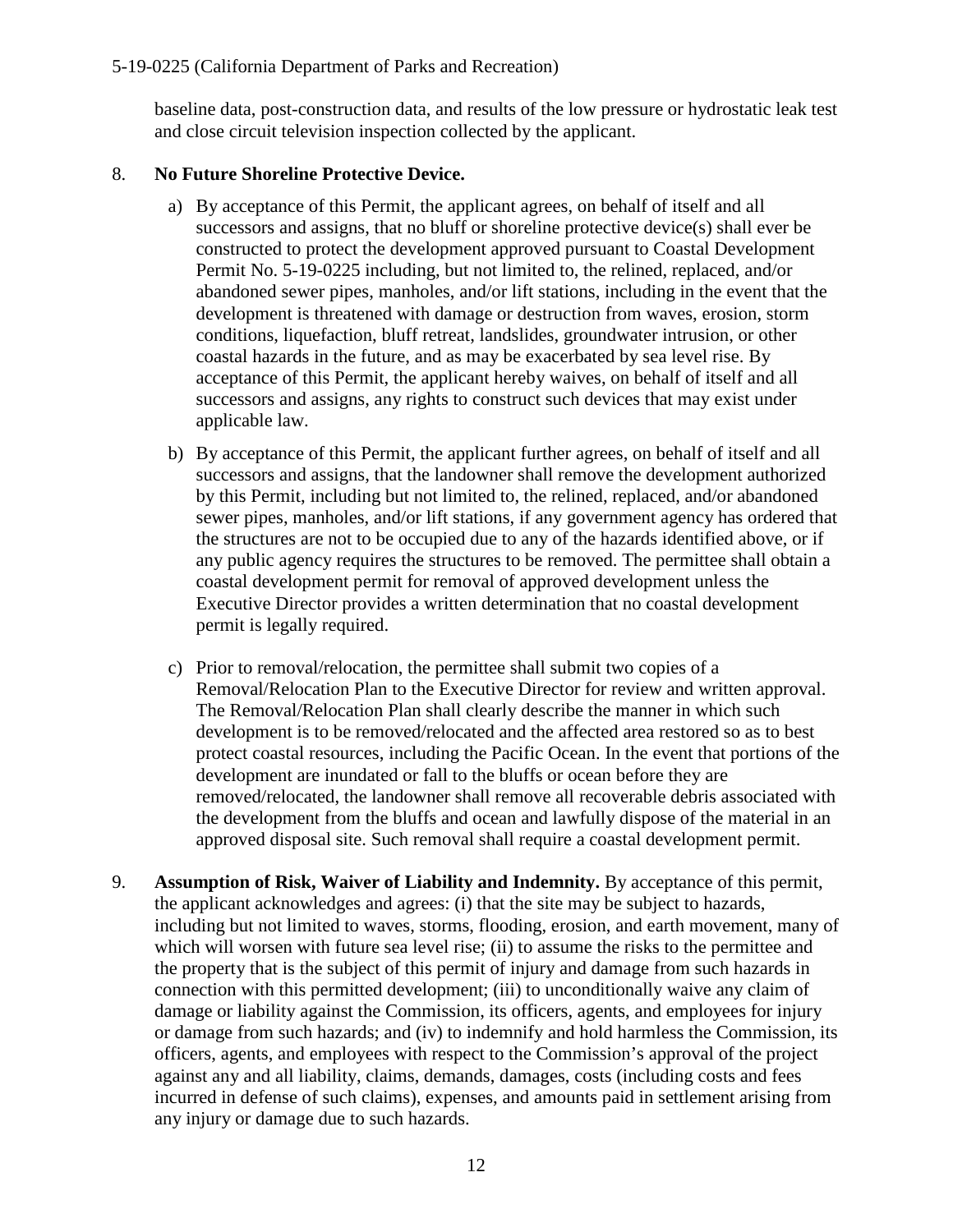baseline data, post-construction data, and results of the low pressure or hydrostatic leak test and close circuit television inspection collected by the applicant.

8. **No Future Shoreline Protective Device.**

   a) By acceptance of this Permit, the applicant agrees, on behalf of itself and all successors and assigns, that no bluff or shoreline protective device(s) shall ever be constructed to protect the development approved pursuant to Coastal Development Permit No. 5-19-0225 including, but not limited to, the relined, replaced, and/or abandoned sewer pipes, manholes, and/or lift stations, including in the event that the development is threatened with damage or destruction from waves, erosion, storm conditions, liquefaction, bluff retreat, landslides, groundwater intrusion, or other coastal hazards in the future, and as may be exacerbated by sea level rise. By acceptance of this Permit, the applicant hereby waives, on behalf of itself and all successors and assigns, any rights to construct such devices that may exist under applicable law.

   b) By acceptance of this Permit, the applicant further agrees, on behalf of itself and all successors and assigns, that the landowner shall remove the development authorized by this Permit, including but not limited to, the relined, replaced, and/or abandoned sewer pipes, manholes, and/or lift stations, if any government agency has ordered that the structures are not to be occupied due to any of the hazards identified above, or if any public agency requires the structures to be removed. The permittee shall obtain a coastal development permit for removal of approved development unless the Executive Director provides a written determination that no coastal development permit is legally required.

   c) Prior to removal/relocation, the permittee shall submit two copies of a Removal/Relocation Plan to the Executive Director for review and written approval. The Removal/Relocation Plan shall clearly describe the manner in which such development is to be removed/relocated and the affected area restored so as to best protect coastal resources, including the Pacific Ocean. In the event that portions of the development are inundated or fall to the bluffs or ocean before they are removed/relocated, the landowner shall remove all recoverable debris associated with the development from the bluffs and ocean and lawfully dispose of the material in an approved disposal site. Such removal shall require a coastal development permit.

9. **Assumption of Risk, Waiver of Liability and Indemnity.** By acceptance of this permit, the applicant acknowledges and agrees: (i) that the site may be subject to hazards, including but not limited to waves, storms, flooding, erosion, and earth movement, many of which will worsen with future sea level rise; (ii) to assume the risks to the permittee and the property that is the subject of this permit of injury and damage from such hazards in connection with this permitted development; (iii) to unconditionally waive any claim of damage or liability against the Commission, its officers, agents, and employees for injury or damage from such hazards; and (iv) to indemnify and hold harmless the Commission, its officers, agents, and employees with respect to the Commission's approval of the project against any and all liability, claims, demands, damages, costs (including costs and fees incurred in defense of such claims), expenses, and amounts paid in settlement arising from any injury or damage due to such hazards.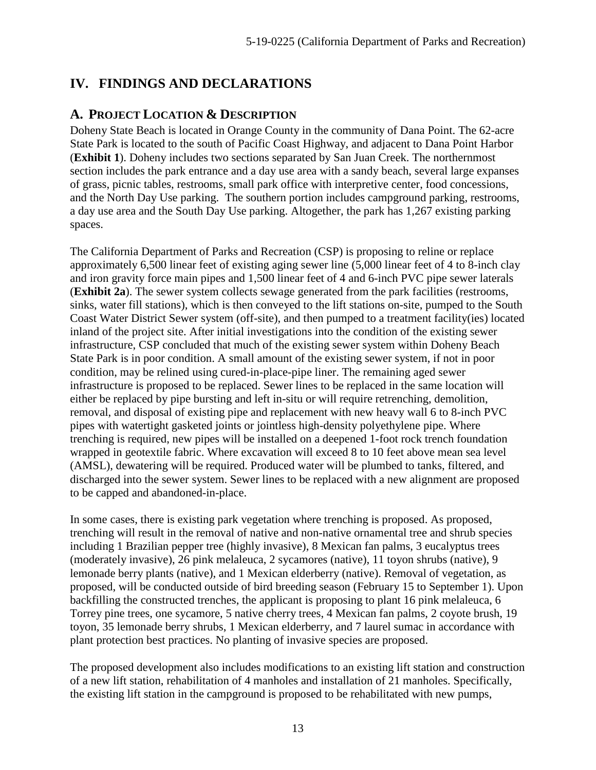# IV. FINDINGS AND DECLARATIONS

## A. PROJECT LOCATION & DESCRIPTION

Doheny State Beach is located in Orange County in the community of Dana Point. The 62-acre State Park is located to the south of Pacific Coast Highway, and adjacent to Dana Point Harbor (**Exhibit 1**). Doheny includes two sections separated by San Juan Creek. The northernmost section includes the park entrance and a day use area with a sandy beach, several large expanses of grass, picnic tables, restrooms, small park office with interpretive center, food concessions, and the North Day Use parking. The southern portion includes campground parking, restrooms, a day use area and the South Day Use parking. Altogether, the park has 1,267 existing parking spaces.

The California Department of Parks and Recreation (CSP) is proposing to reline or replace approximately 6,500 linear feet of existing aging sewer line (5,000 linear feet of 4 to 8-inch clay and iron gravity force main pipes and 1,500 linear feet of 4 and 6-inch PVC pipe sewer laterals (**Exhibit 2a**). The sewer system collects sewage generated from the park facilities (restrooms, sinks, water fill stations), which is then conveyed to the lift stations on-site, pumped to the South Coast Water District Sewer system (off-site), and then pumped to a treatment facility(ies) located inland of the project site. After initial investigations into the condition of the existing sewer infrastructure, CSP concluded that much of the existing sewer system within Doheny Beach State Park is in poor condition. A small amount of the existing sewer system, if not in poor condition, may be relined using cured-in-place-pipe liner. The remaining aged sewer infrastructure is proposed to be replaced. Sewer lines to be replaced in the same location will either be replaced by pipe bursting and left in-situ or will require retrenching, demolition, removal, and disposal of existing pipe and replacement with new heavy wall 6 to 8-inch PVC pipes with watertight gasketed joints or jointless high-density polyethylene pipe. Where trenching is required, new pipes will be installed on a deepened 1-foot rock trench foundation wrapped in geotextile fabric. Where excavation will exceed 8 to 10 feet above mean sea level (AMSL), dewatering will be required. Produced water will be plumbed to tanks, filtered, and discharged into the sewer system. Sewer lines to be replaced with a new alignment are proposed to be capped and abandoned-in-place.

In some cases, there is existing park vegetation where trenching is proposed. As proposed, trenching will result in the removal of native and non-native ornamental tree and shrub species including 1 Brazilian pepper tree (highly invasive), 8 Mexican fan palms, 3 eucalyptus trees (moderately invasive), 26 pink melaleuca, 2 sycamores (native), 11 toyon shrubs (native), 9 lemonade berry plants (native), and 1 Mexican elderberry (native). Removal of vegetation, as proposed, will be conducted outside of bird breeding season (February 15 to September 1). Upon backfilling the constructed trenches, the applicant is proposing to plant 16 pink melaleuca, 6 Torrey pine trees, one sycamore, 5 native cherry trees, 4 Mexican fan palms, 2 coyote brush, 19 toyon, 35 lemonade berry shrubs, 1 Mexican elderberry, and 7 laurel sumac in accordance with plant protection best practices. No planting of invasive species are proposed.

The proposed development also includes modifications to an existing lift station and construction of a new lift station, rehabilitation of 4 manholes and installation of 21 manholes. Specifically, the existing lift station in the campground is proposed to be rehabilitated with new pumps,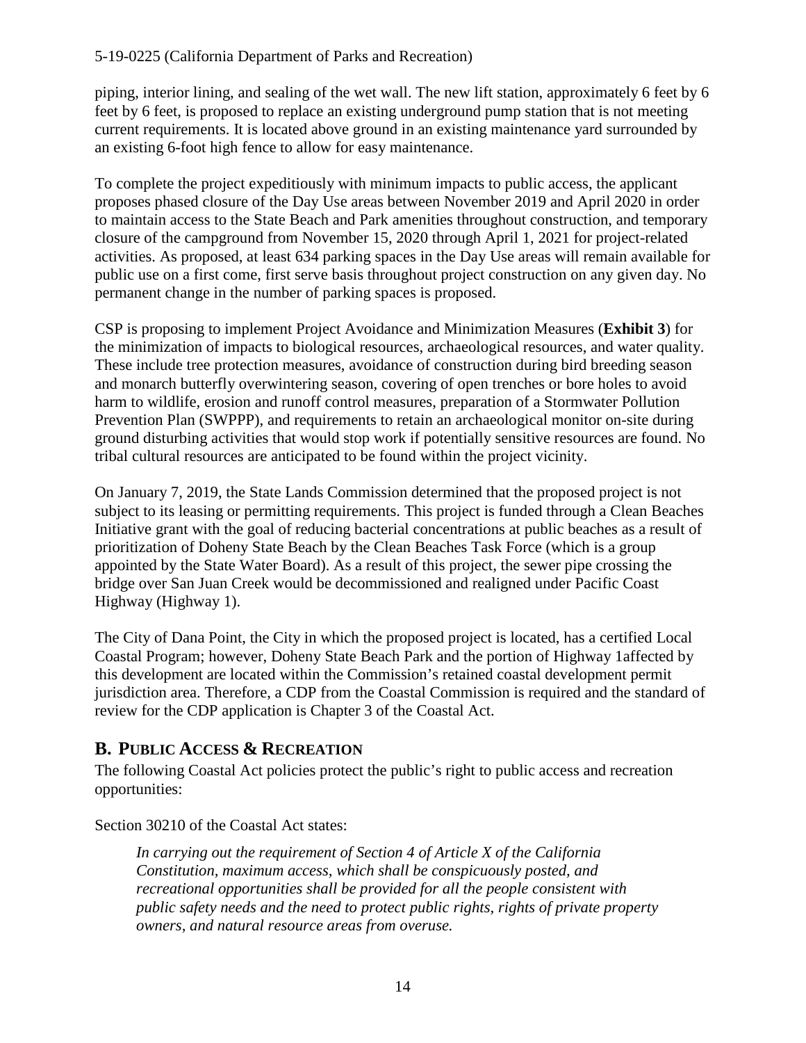piping, interior lining, and sealing of the wet wall. The new lift station, approximately 6 feet by 6 feet by 6 feet, is proposed to replace an existing underground pump station that is not meeting current requirements. It is located above ground in an existing maintenance yard surrounded by an existing 6-foot high fence to allow for easy maintenance.

To complete the project expeditiously with minimum impacts to public access, the applicant proposes phased closure of the Day Use areas between November 2019 and April 2020 in order to maintain access to the State Beach and Park amenities throughout construction, and temporary closure of the campground from November 15, 2020 through April 1, 2021 for project-related activities. As proposed, at least 634 parking spaces in the Day Use areas will remain available for public use on a first come, first serve basis throughout project construction on any given day. No permanent change in the number of parking spaces is proposed.

CSP is proposing to implement Project Avoidance and Minimization Measures (**Exhibit 3**) for the minimization of impacts to biological resources, archaeological resources, and water quality. These include tree protection measures, avoidance of construction during bird breeding season and monarch butterfly overwintering season, covering of open trenches or bore holes to avoid harm to wildlife, erosion and runoff control measures, preparation of a Stormwater Pollution Prevention Plan (SWPPP), and requirements to retain an archaeological monitor on-site during ground disturbing activities that would stop work if potentially sensitive resources are found. No tribal cultural resources are anticipated to be found within the project vicinity.

On January 7, 2019, the State Lands Commission determined that the proposed project is not subject to its leasing or permitting requirements. This project is funded through a Clean Beaches Initiative grant with the goal of reducing bacterial concentrations at public beaches as a result of prioritization of Doheny State Beach by the Clean Beaches Task Force (which is a group appointed by the State Water Board). As a result of this project, the sewer pipe crossing the bridge over San Juan Creek would be decommissioned and realigned under Pacific Coast Highway (Highway 1).

The City of Dana Point, the City in which the proposed project is located, has a certified Local Coastal Program; however, Doheny State Beach Park and the portion of Highway 1affected by this development are located within the Commission's retained coastal development permit jurisdiction area. Therefore, a CDP from the Coastal Commission is required and the standard of review for the CDP application is Chapter 3 of the Coastal Act.

## B. PUBLIC ACCESS & RECREATION

The following Coastal Act policies protect the public's right to public access and recreation opportunities:

Section 30210 of the Coastal Act states:

> *In carrying out the requirement of Section 4 of Article X of the California Constitution, maximum access, which shall be conspicuously posted, and recreational opportunities shall be provided for all the people consistent with public safety needs and the need to protect public rights, rights of private property owners, and natural resource areas from overuse.*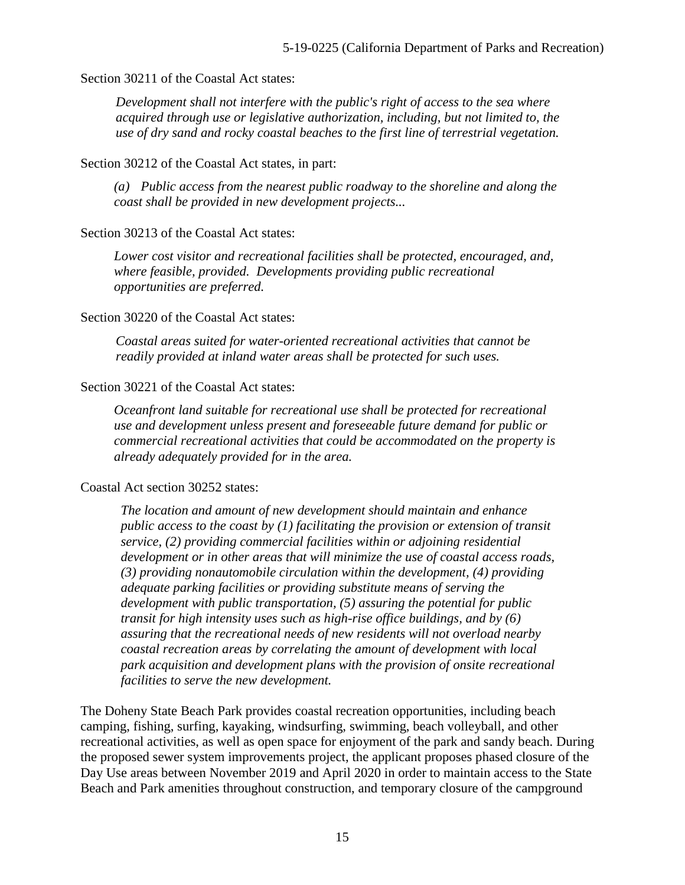Section 30211 of the Coastal Act states:

> *Development shall not interfere with the public's right of access to the sea where acquired through use or legislative authorization, including, but not limited to, the use of dry sand and rocky coastal beaches to the first line of terrestrial vegetation.*

Section 30212 of the Coastal Act states, in part:

> *(a) Public access from the nearest public roadway to the shoreline and along the coast shall be provided in new development projects...*

Section 30213 of the Coastal Act states:

> *Lower cost visitor and recreational facilities shall be protected, encouraged, and, where feasible, provided. Developments providing public recreational opportunities are preferred.*

Section 30220 of the Coastal Act states:

> *Coastal areas suited for water-oriented recreational activities that cannot be readily provided at inland water areas shall be protected for such uses.*

Section 30221 of the Coastal Act states:

> *Oceanfront land suitable for recreational use shall be protected for recreational use and development unless present and foreseeable future demand for public or commercial recreational activities that could be accommodated on the property is already adequately provided for in the area.*

Coastal Act section 30252 states:

> *The location and amount of new development should maintain and enhance public access to the coast by (1) facilitating the provision or extension of transit service, (2) providing commercial facilities within or adjoining residential development or in other areas that will minimize the use of coastal access roads, (3) providing nonautomobile circulation within the development, (4) providing adequate parking facilities or providing substitute means of serving the development with public transportation, (5) assuring the potential for public transit for high intensity uses such as high-rise office buildings, and by (6) assuring that the recreational needs of new residents will not overload nearby coastal recreation areas by correlating the amount of development with local park acquisition and development plans with the provision of onsite recreational facilities to serve the new development.*

The Doheny State Beach Park provides coastal recreation opportunities, including beach camping, fishing, surfing, kayaking, windsurfing, swimming, beach volleyball, and other recreational activities, as well as open space for enjoyment of the park and sandy beach. During the proposed sewer system improvements project, the applicant proposes phased closure of the Day Use areas between November 2019 and April 2020 in order to maintain access to the State Beach and Park amenities throughout construction, and temporary closure of the campground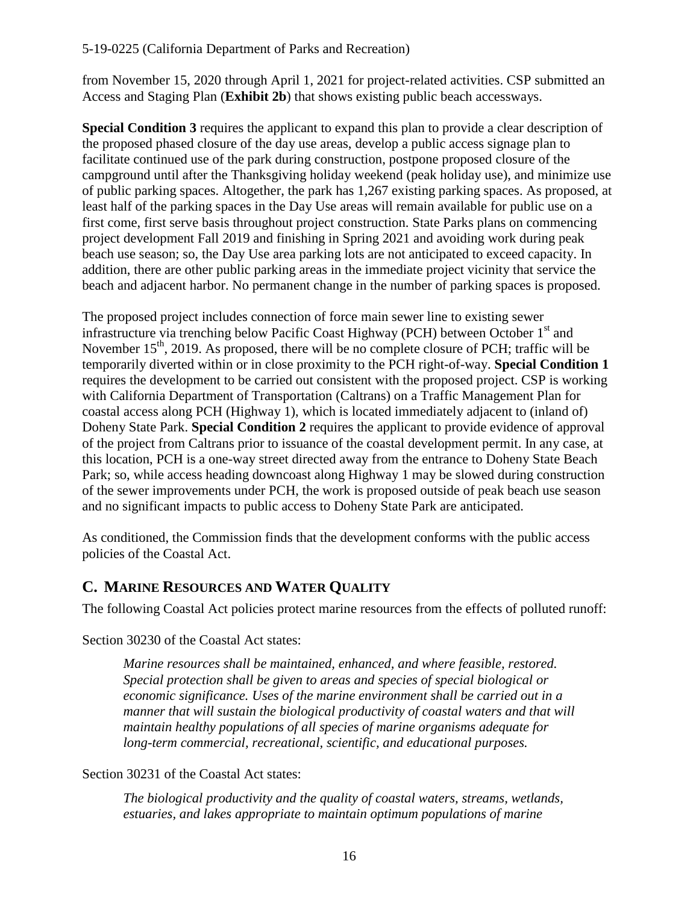from November 15, 2020 through April 1, 2021 for project-related activities. CSP submitted an Access and Staging Plan (**Exhibit 2b**) that shows existing public beach accessways.

**Special Condition 3** requires the applicant to expand this plan to provide a clear description of the proposed phased closure of the day use areas, develop a public access signage plan to facilitate continued use of the park during construction, postpone proposed closure of the campground until after the Thanksgiving holiday weekend (peak holiday use), and minimize use of public parking spaces. Altogether, the park has 1,267 existing parking spaces. As proposed, at least half of the parking spaces in the Day Use areas will remain available for public use on a first come, first serve basis throughout project construction. State Parks plans on commencing project development Fall 2019 and finishing in Spring 2021 and avoiding work during peak beach use season; so, the Day Use area parking lots are not anticipated to exceed capacity. In addition, there are other public parking areas in the immediate project vicinity that service the beach and adjacent harbor. No permanent change in the number of parking spaces is proposed.

The proposed project includes connection of force main sewer line to existing sewer infrastructure via trenching below Pacific Coast Highway (PCH) between October 1st and November 15th, 2019. As proposed, there will be no complete closure of PCH; traffic will be temporarily diverted within or in close proximity to the PCH right-of-way. **Special Condition 1** requires the development to be carried out consistent with the proposed project. CSP is working with California Department of Transportation (Caltrans) on a Traffic Management Plan for coastal access along PCH (Highway 1), which is located immediately adjacent to (inland of) Doheny State Park. **Special Condition 2** requires the applicant to provide evidence of approval of the project from Caltrans prior to issuance of the coastal development permit. In any case, at this location, PCH is a one-way street directed away from the entrance to Doheny State Beach Park; so, while access heading downcoast along Highway 1 may be slowed during construction of the sewer improvements under PCH, the work is proposed outside of peak beach use season and no significant impacts to public access to Doheny State Park are anticipated.

As conditioned, the Commission finds that the development conforms with the public access policies of the Coastal Act.

## C. MARINE RESOURCES AND WATER QUALITY

The following Coastal Act policies protect marine resources from the effects of polluted runoff:

Section 30230 of the Coastal Act states:

> *Marine resources shall be maintained, enhanced, and where feasible, restored. Special protection shall be given to areas and species of special biological or economic significance. Uses of the marine environment shall be carried out in a manner that will sustain the biological productivity of coastal waters and that will maintain healthy populations of all species of marine organisms adequate for long-term commercial, recreational, scientific, and educational purposes.*

Section 30231 of the Coastal Act states:

> *The biological productivity and the quality of coastal waters, streams, wetlands, estuaries, and lakes appropriate to maintain optimum populations of marine*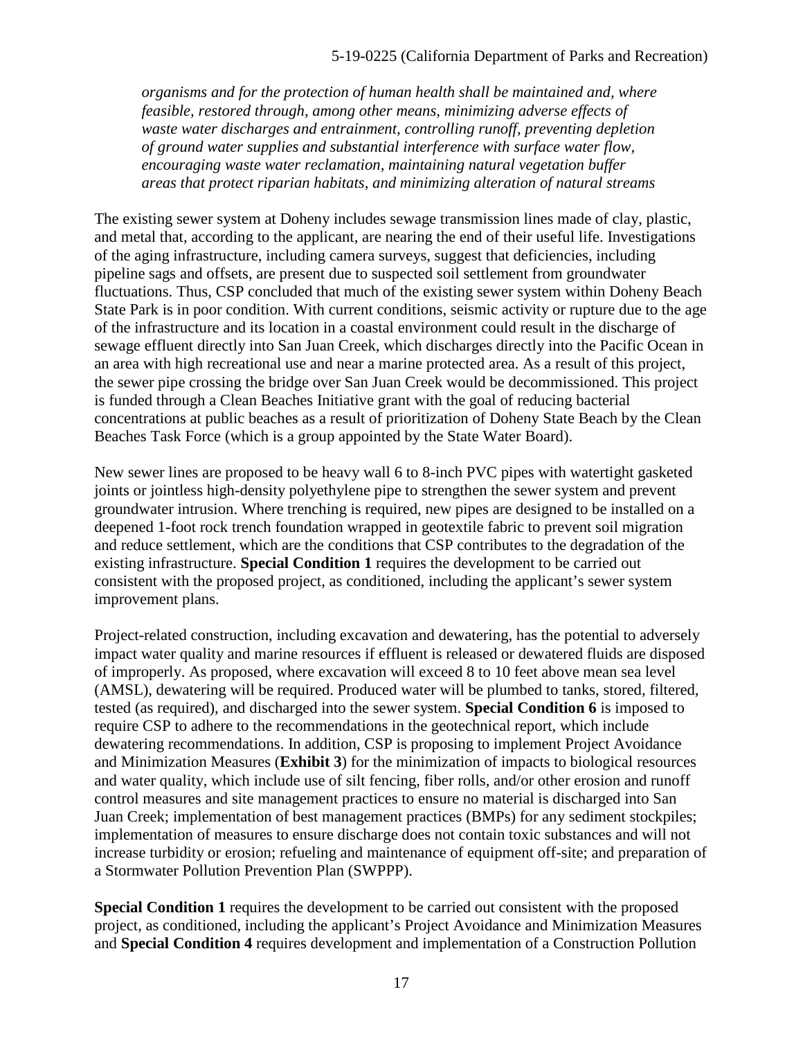*organisms and for the protection of human health shall be maintained and, where feasible, restored through, among other means, minimizing adverse effects of waste water discharges and entrainment, controlling runoff, preventing depletion of ground water supplies and substantial interference with surface water flow, encouraging waste water reclamation, maintaining natural vegetation buffer areas that protect riparian habitats, and minimizing alteration of natural streams*

The existing sewer system at Doheny includes sewage transmission lines made of clay, plastic, and metal that, according to the applicant, are nearing the end of their useful life. Investigations of the aging infrastructure, including camera surveys, suggest that deficiencies, including pipeline sags and offsets, are present due to suspected soil settlement from groundwater fluctuations. Thus, CSP concluded that much of the existing sewer system within Doheny Beach State Park is in poor condition. With current conditions, seismic activity or rupture due to the age of the infrastructure and its location in a coastal environment could result in the discharge of sewage effluent directly into San Juan Creek, which discharges directly into the Pacific Ocean in an area with high recreational use and near a marine protected area. As a result of this project, the sewer pipe crossing the bridge over San Juan Creek would be decommissioned. This project is funded through a Clean Beaches Initiative grant with the goal of reducing bacterial concentrations at public beaches as a result of prioritization of Doheny State Beach by the Clean Beaches Task Force (which is a group appointed by the State Water Board).

New sewer lines are proposed to be heavy wall 6 to 8-inch PVC pipes with watertight gasketed joints or jointless high-density polyethylene pipe to strengthen the sewer system and prevent groundwater intrusion. Where trenching is required, new pipes are designed to be installed on a deepened 1-foot rock trench foundation wrapped in geotextile fabric to prevent soil migration and reduce settlement, which are the conditions that CSP contributes to the degradation of the existing infrastructure. **Special Condition 1** requires the development to be carried out consistent with the proposed project, as conditioned, including the applicant's sewer system improvement plans.

Project-related construction, including excavation and dewatering, has the potential to adversely impact water quality and marine resources if effluent is released or dewatered fluids are disposed of improperly. As proposed, where excavation will exceed 8 to 10 feet above mean sea level (AMSL), dewatering will be required. Produced water will be plumbed to tanks, stored, filtered, tested (as required), and discharged into the sewer system. **Special Condition 6** is imposed to require CSP to adhere to the recommendations in the geotechnical report, which include dewatering recommendations. In addition, CSP is proposing to implement Project Avoidance and Minimization Measures (**Exhibit 3**) for the minimization of impacts to biological resources and water quality, which include use of silt fencing, fiber rolls, and/or other erosion and runoff control measures and site management practices to ensure no material is discharged into San Juan Creek; implementation of best management practices (BMPs) for any sediment stockpiles; implementation of measures to ensure discharge does not contain toxic substances and will not increase turbidity or erosion; refueling and maintenance of equipment off-site; and preparation of a Stormwater Pollution Prevention Plan (SWPPP).

**Special Condition 1** requires the development to be carried out consistent with the proposed project, as conditioned, including the applicant's Project Avoidance and Minimization Measures and **Special Condition 4** requires development and implementation of a Construction Pollution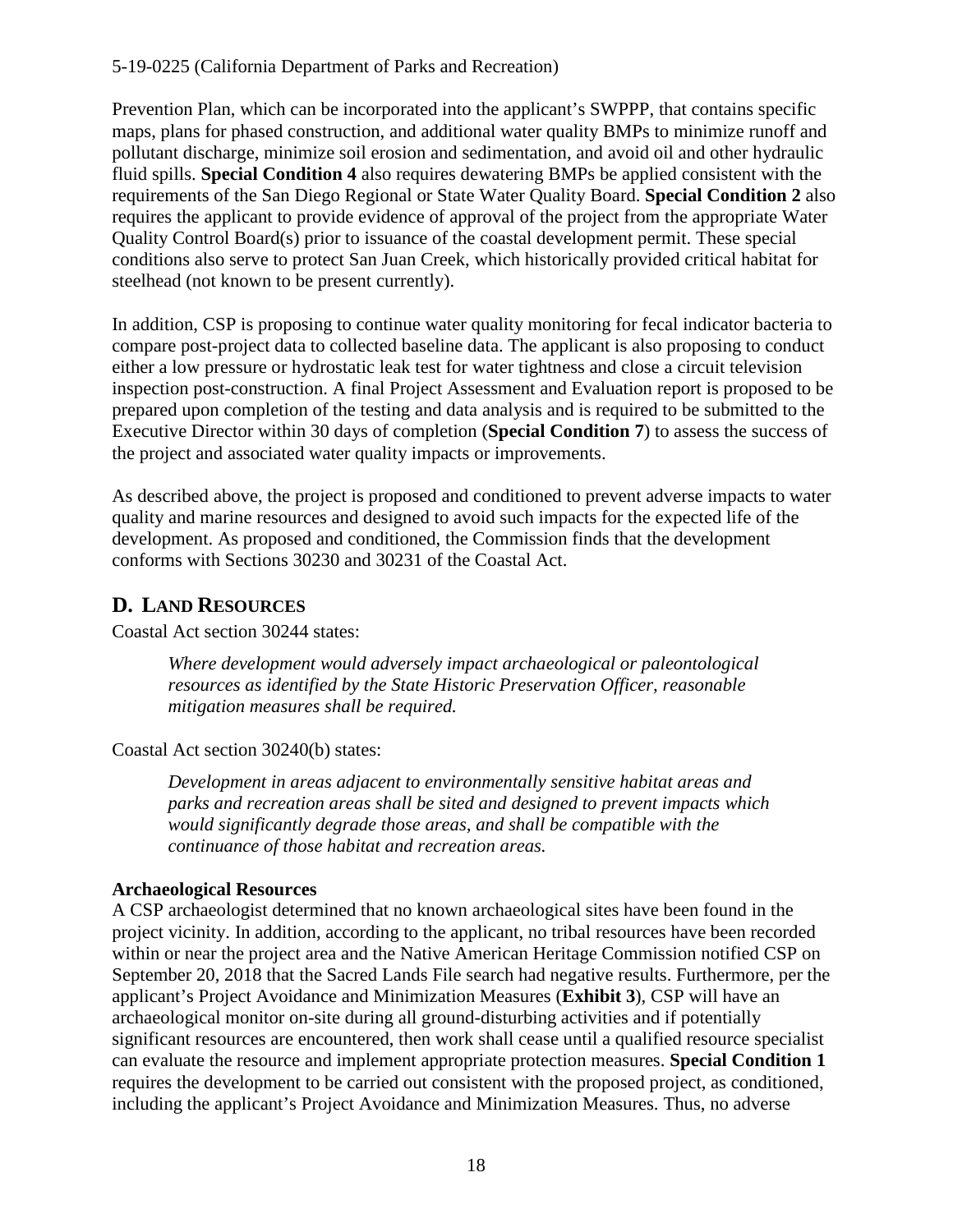Prevention Plan, which can be incorporated into the applicant's SWPPP, that contains specific maps, plans for phased construction, and additional water quality BMPs to minimize runoff and pollutant discharge, minimize soil erosion and sedimentation, and avoid oil and other hydraulic fluid spills. **Special Condition 4** also requires dewatering BMPs be applied consistent with the requirements of the San Diego Regional or State Water Quality Board. **Special Condition 2** also requires the applicant to provide evidence of approval of the project from the appropriate Water Quality Control Board(s) prior to issuance of the coastal development permit. These special conditions also serve to protect San Juan Creek, which historically provided critical habitat for steelhead (not known to be present currently).

In addition, CSP is proposing to continue water quality monitoring for fecal indicator bacteria to compare post-project data to collected baseline data. The applicant is also proposing to conduct either a low pressure or hydrostatic leak test for water tightness and close a circuit television inspection post-construction. A final Project Assessment and Evaluation report is proposed to be prepared upon completion of the testing and data analysis and is required to be submitted to the Executive Director within 30 days of completion (**Special Condition 7**) to assess the success of the project and associated water quality impacts or improvements.

As described above, the project is proposed and conditioned to prevent adverse impacts to water quality and marine resources and designed to avoid such impacts for the expected life of the development. As proposed and conditioned, the Commission finds that the development conforms with Sections 30230 and 30231 of the Coastal Act.

## D. LAND RESOURCES

Coastal Act section 30244 states:

> *Where development would adversely impact archaeological or paleontological resources as identified by the State Historic Preservation Officer, reasonable mitigation measures shall be required.*

Coastal Act section 30240(b) states:

> *Development in areas adjacent to environmentally sensitive habitat areas and parks and recreation areas shall be sited and designed to prevent impacts which would significantly degrade those areas, and shall be compatible with the continuance of those habitat and recreation areas.*

**Archaeological Resources**

A CSP archaeologist determined that no known archaeological sites have been found in the project vicinity. In addition, according to the applicant, no tribal resources have been recorded within or near the project area and the Native American Heritage Commission notified CSP on September 20, 2018 that the Sacred Lands File search had negative results. Furthermore, per the applicant's Project Avoidance and Minimization Measures (**Exhibit 3**), CSP will have an archaeological monitor on-site during all ground-disturbing activities and if potentially significant resources are encountered, then work shall cease until a qualified resource specialist can evaluate the resource and implement appropriate protection measures. **Special Condition 1** requires the development to be carried out consistent with the proposed project, as conditioned, including the applicant's Project Avoidance and Minimization Measures. Thus, no adverse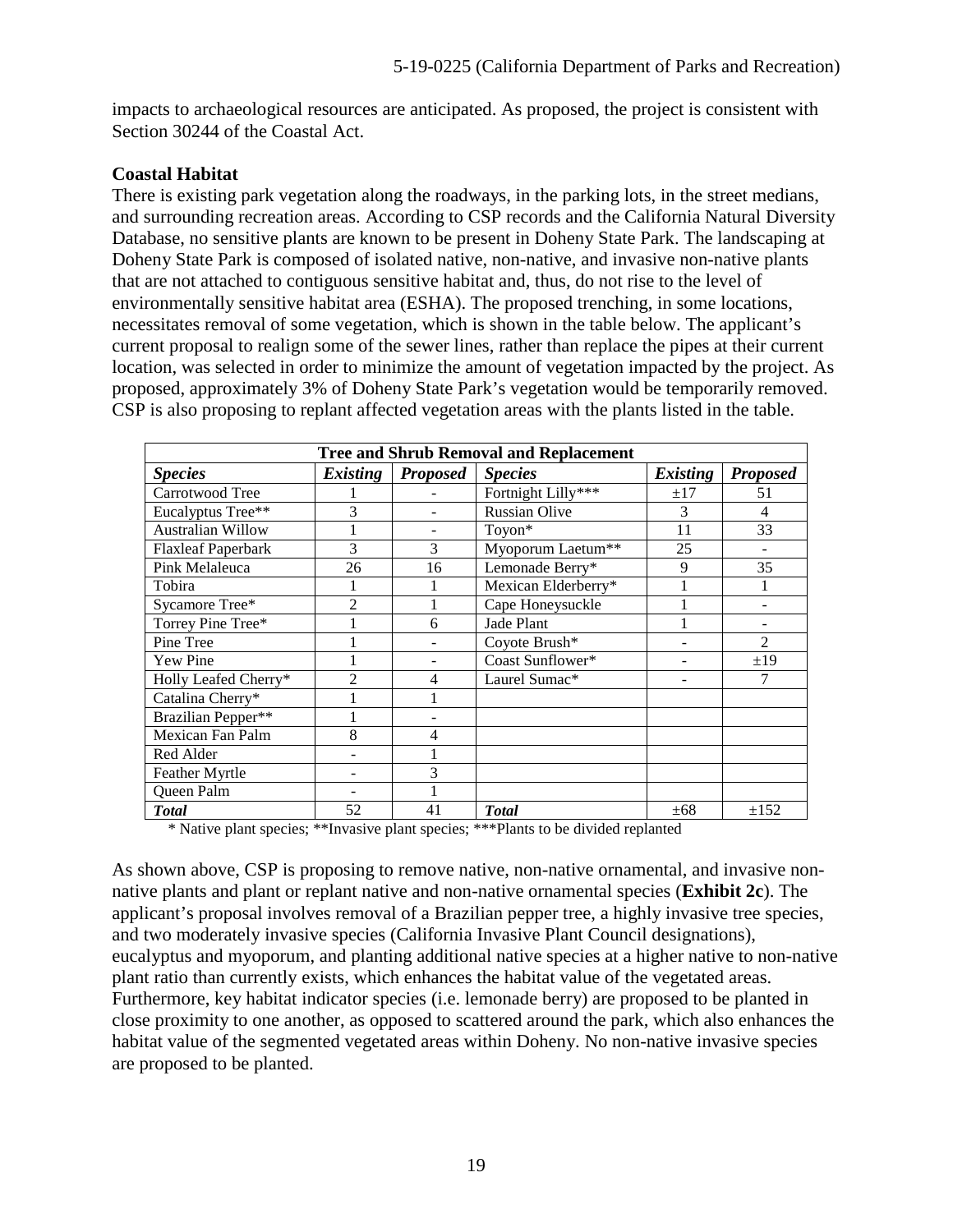impacts to archaeological resources are anticipated. As proposed, the project is consistent with Section 30244 of the Coastal Act.

**Coastal Habitat**

There is existing park vegetation along the roadways, in the parking lots, in the street medians, and surrounding recreation areas. According to CSP records and the California Natural Diversity Database, no sensitive plants are known to be present in Doheny State Park. The landscaping at Doheny State Park is composed of isolated native, non-native, and invasive non-native plants that are not attached to contiguous sensitive habitat and, thus, do not rise to the level of environmentally sensitive habitat area (ESHA). The proposed trenching, in some locations, necessitates removal of some vegetation, which is shown in the table below. The applicant's current proposal to realign some of the sewer lines, rather than replace the pipes at their current location, was selected in order to minimize the amount of vegetation impacted by the project. As proposed, approximately 3% of Doheny State Park's vegetation would be temporarily removed. CSP is also proposing to replant affected vegetation areas with the plants listed in the table.

| **Tree and Shrub Removal and Replacement** | | | | | |
|---|---|---|---|---|---|
| ***Species*** | ***Existing*** | ***Proposed*** | ***Species*** | ***Existing*** | ***Proposed*** |
| Carrotwood Tree | 1 | - | Fortnight Lilly*** | ±17 | 51 |
| Eucalyptus Tree** | 3 | - | Russian Olive | 3 | 4 |
| Australian Willow | 1 | - | Toyon* | 11 | 33 |
| Flaxleaf Paperbark | 3 | 3 | Myoporum Laetum** | 25 | - |
| Pink Melaleuca | 26 | 16 | Lemonade Berry* | 9 | 35 |
| Tobira | 1 | 1 | Mexican Elderberry* | 1 | 1 |
| Sycamore Tree* | 2 | 1 | Cape Honeysuckle | 1 | - |
| Torrey Pine Tree* | 1 | 6 | Jade Plant | 1 | - |
| Pine Tree | 1 | - | Coyote Brush* | - | 2 |
| Yew Pine | 1 | - | Coast Sunflower* | - | ±19 |
| Holly Leafed Cherry* | 2 | 4 | Laurel Sumac* | - | 7 |
| Catalina Cherry* | 1 | 1 | | | |
| Brazilian Pepper** | 1 | - | | | |
| Mexican Fan Palm | 8 | 4 | | | |
| Red Alder | - | 1 | | | |
| Feather Myrtle | - | 3 | | | |
| Queen Palm | - | 1 | | | |
| ***Total*** | 52 | 41 | ***Total*** | ±68 | ±152 |

\* Native plant species; **Invasive plant species; ***Plants to be divided replanted

As shown above, CSP is proposing to remove native, non-native ornamental, and invasive non-native plants and plant or replant native and non-native ornamental species (**Exhibit 2c**). The applicant's proposal involves removal of a Brazilian pepper tree, a highly invasive tree species, and two moderately invasive species (California Invasive Plant Council designations), eucalyptus and myoporum, and planting additional native species at a higher native to non-native plant ratio than currently exists, which enhances the habitat value of the vegetated areas. Furthermore, key habitat indicator species (i.e. lemonade berry) are proposed to be planted in close proximity to one another, as opposed to scattered around the park, which also enhances the habitat value of the segmented vegetated areas within Doheny. No non-native invasive species are proposed to be planted.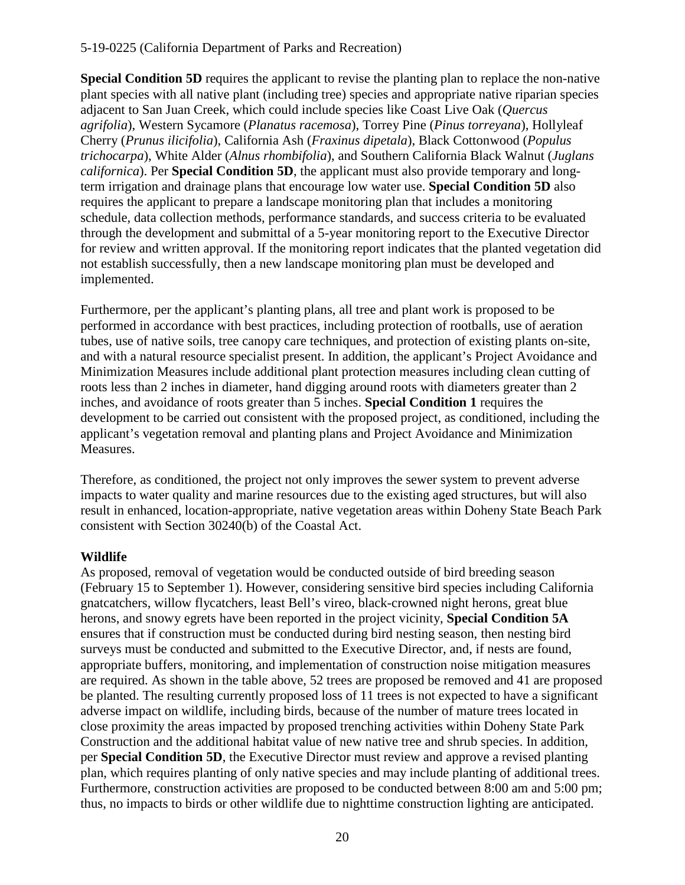**Special Condition 5D** requires the applicant to revise the planting plan to replace the non-native plant species with all native plant (including tree) species and appropriate native riparian species adjacent to San Juan Creek, which could include species like Coast Live Oak (*Quercus agrifolia*), Western Sycamore (*Planatus racemosa*), Torrey Pine (*Pinus torreyana*), Hollyleaf Cherry (*Prunus ilicifolia*), California Ash (*Fraxinus dipetala*), Black Cottonwood (*Populus trichocarpa*), White Alder (*Alnus rhombifolia*), and Southern California Black Walnut (*Juglans californica*). Per **Special Condition 5D**, the applicant must also provide temporary and long-term irrigation and drainage plans that encourage low water use. **Special Condition 5D** also requires the applicant to prepare a landscape monitoring plan that includes a monitoring schedule, data collection methods, performance standards, and success criteria to be evaluated through the development and submittal of a 5-year monitoring report to the Executive Director for review and written approval. If the monitoring report indicates that the planted vegetation did not establish successfully, then a new landscape monitoring plan must be developed and implemented.

Furthermore, per the applicant's planting plans, all tree and plant work is proposed to be performed in accordance with best practices, including protection of rootballs, use of aeration tubes, use of native soils, tree canopy care techniques, and protection of existing plants on-site, and with a natural resource specialist present. In addition, the applicant's Project Avoidance and Minimization Measures include additional plant protection measures including clean cutting of roots less than 2 inches in diameter, hand digging around roots with diameters greater than 2 inches, and avoidance of roots greater than 5 inches. **Special Condition 1** requires the development to be carried out consistent with the proposed project, as conditioned, including the applicant's vegetation removal and planting plans and Project Avoidance and Minimization Measures.

Therefore, as conditioned, the project not only improves the sewer system to prevent adverse impacts to water quality and marine resources due to the existing aged structures, but will also result in enhanced, location-appropriate, native vegetation areas within Doheny State Beach Park consistent with Section 30240(b) of the Coastal Act.

**Wildlife**

As proposed, removal of vegetation would be conducted outside of bird breeding season (February 15 to September 1). However, considering sensitive bird species including California gnatcatchers, willow flycatchers, least Bell's vireo, black-crowned night herons, great blue herons, and snowy egrets have been reported in the project vicinity, **Special Condition 5A** ensures that if construction must be conducted during bird nesting season, then nesting bird surveys must be conducted and submitted to the Executive Director, and, if nests are found, appropriate buffers, monitoring, and implementation of construction noise mitigation measures are required. As shown in the table above, 52 trees are proposed be removed and 41 are proposed be planted. The resulting currently proposed loss of 11 trees is not expected to have a significant adverse impact on wildlife, including birds, because of the number of mature trees located in close proximity the areas impacted by proposed trenching activities within Doheny State Park Construction and the additional habitat value of new native tree and shrub species. In addition, per **Special Condition 5D**, the Executive Director must review and approve a revised planting plan, which requires planting of only native species and may include planting of additional trees. Furthermore, construction activities are proposed to be conducted between 8:00 am and 5:00 pm; thus, no impacts to birds or other wildlife due to nighttime construction lighting are anticipated.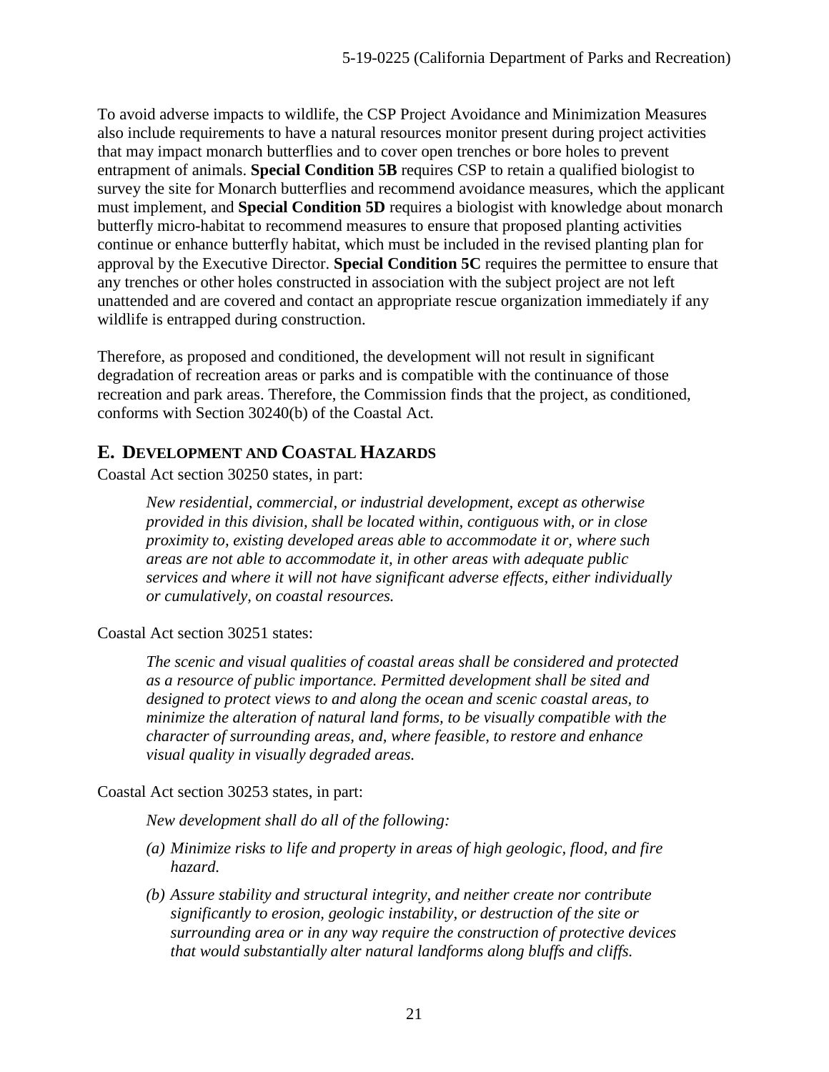To avoid adverse impacts to wildlife, the CSP Project Avoidance and Minimization Measures also include requirements to have a natural resources monitor present during project activities that may impact monarch butterflies and to cover open trenches or bore holes to prevent entrapment of animals. **Special Condition 5B** requires CSP to retain a qualified biologist to survey the site for Monarch butterflies and recommend avoidance measures, which the applicant must implement, and **Special Condition 5D** requires a biologist with knowledge about monarch butterfly micro-habitat to recommend measures to ensure that proposed planting activities continue or enhance butterfly habitat, which must be included in the revised planting plan for approval by the Executive Director. **Special Condition 5C** requires the permittee to ensure that any trenches or other holes constructed in association with the subject project are not left unattended and are covered and contact an appropriate rescue organization immediately if any wildlife is entrapped during construction.

Therefore, as proposed and conditioned, the development will not result in significant degradation of recreation areas or parks and is compatible with the continuance of those recreation and park areas. Therefore, the Commission finds that the project, as conditioned, conforms with Section 30240(b) of the Coastal Act.

## E. Development and Coastal Hazards

Coastal Act section 30250 states, in part:

> *New residential, commercial, or industrial development, except as otherwise provided in this division, shall be located within, contiguous with, or in close proximity to, existing developed areas able to accommodate it or, where such areas are not able to accommodate it, in other areas with adequate public services and where it will not have significant adverse effects, either individually or cumulatively, on coastal resources.*

Coastal Act section 30251 states:

> *The scenic and visual qualities of coastal areas shall be considered and protected as a resource of public importance. Permitted development shall be sited and designed to protect views to and along the ocean and scenic coastal areas, to minimize the alteration of natural land forms, to be visually compatible with the character of surrounding areas, and, where feasible, to restore and enhance visual quality in visually degraded areas.*

Coastal Act section 30253 states, in part:

> *New development shall do all of the following:*
>
> *(a) Minimize risks to life and property in areas of high geologic, flood, and fire hazard.*
>
> *(b) Assure stability and structural integrity, and neither create nor contribute significantly to erosion, geologic instability, or destruction of the site or surrounding area or in any way require the construction of protective devices that would substantially alter natural landforms along bluffs and cliffs.*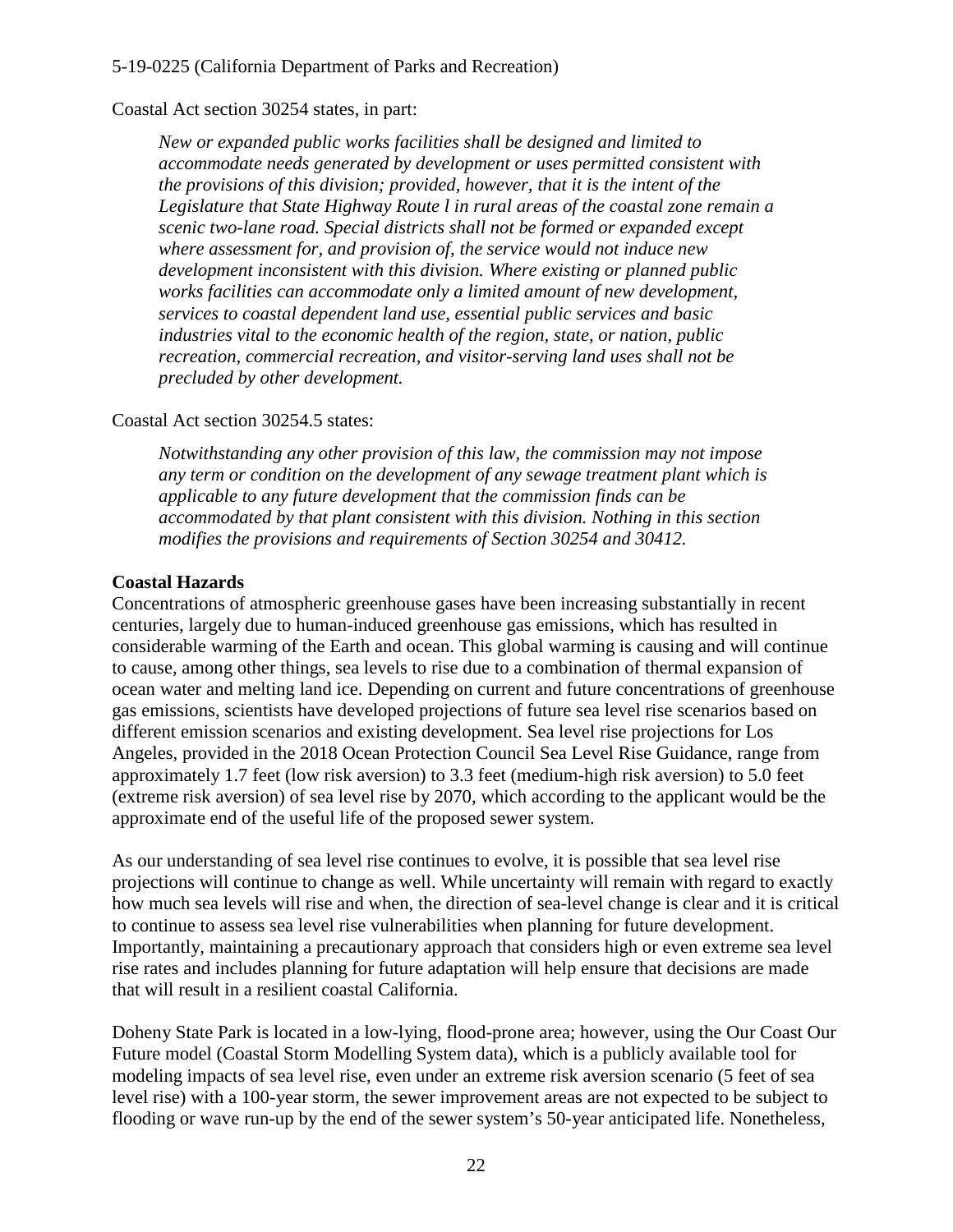Coastal Act section 30254 states, in part:

> *New or expanded public works facilities shall be designed and limited to accommodate needs generated by development or uses permitted consistent with the provisions of this division; provided, however, that it is the intent of the Legislature that State Highway Route l in rural areas of the coastal zone remain a scenic two-lane road. Special districts shall not be formed or expanded except where assessment for, and provision of, the service would not induce new development inconsistent with this division. Where existing or planned public works facilities can accommodate only a limited amount of new development, services to coastal dependent land use, essential public services and basic industries vital to the economic health of the region, state, or nation, public recreation, commercial recreation, and visitor-serving land uses shall not be precluded by other development.*

Coastal Act section 30254.5 states:

> *Notwithstanding any other provision of this law, the commission may not impose any term or condition on the development of any sewage treatment plant which is applicable to any future development that the commission finds can be accommodated by that plant consistent with this division. Nothing in this section modifies the provisions and requirements of Section 30254 and 30412.*

**Coastal Hazards**

Concentrations of atmospheric greenhouse gases have been increasing substantially in recent centuries, largely due to human-induced greenhouse gas emissions, which has resulted in considerable warming of the Earth and ocean. This global warming is causing and will continue to cause, among other things, sea levels to rise due to a combination of thermal expansion of ocean water and melting land ice. Depending on current and future concentrations of greenhouse gas emissions, scientists have developed projections of future sea level rise scenarios based on different emission scenarios and existing development. Sea level rise projections for Los Angeles, provided in the 2018 Ocean Protection Council Sea Level Rise Guidance, range from approximately 1.7 feet (low risk aversion) to 3.3 feet (medium-high risk aversion) to 5.0 feet (extreme risk aversion) of sea level rise by 2070, which according to the applicant would be the approximate end of the useful life of the proposed sewer system.

As our understanding of sea level rise continues to evolve, it is possible that sea level rise projections will continue to change as well. While uncertainty will remain with regard to exactly how much sea levels will rise and when, the direction of sea-level change is clear and it is critical to continue to assess sea level rise vulnerabilities when planning for future development. Importantly, maintaining a precautionary approach that considers high or even extreme sea level rise rates and includes planning for future adaptation will help ensure that decisions are made that will result in a resilient coastal California.

Doheny State Park is located in a low-lying, flood-prone area; however, using the Our Coast Our Future model (Coastal Storm Modelling System data), which is a publicly available tool for modeling impacts of sea level rise, even under an extreme risk aversion scenario (5 feet of sea level rise) with a 100-year storm, the sewer improvement areas are not expected to be subject to flooding or wave run-up by the end of the sewer system's 50-year anticipated life. Nonetheless,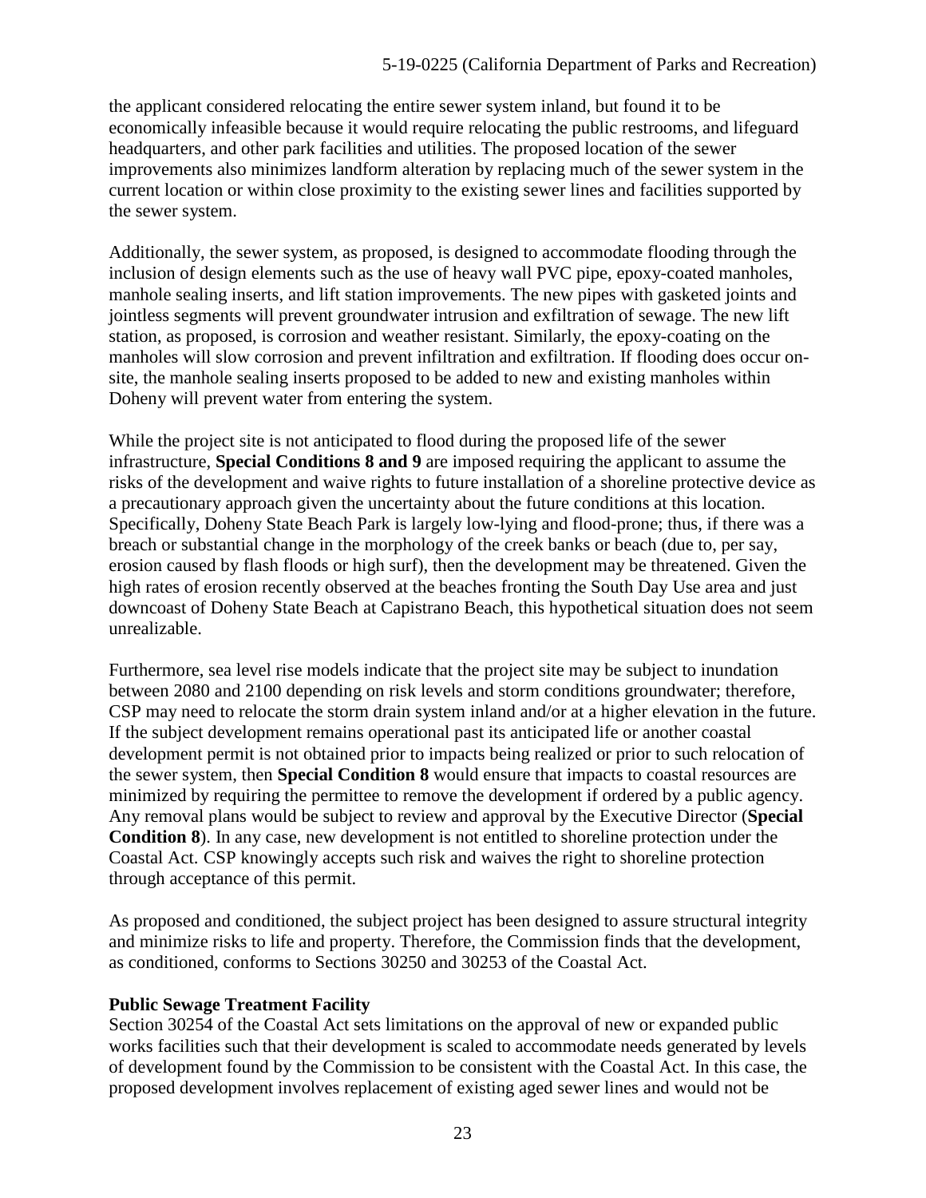the applicant considered relocating the entire sewer system inland, but found it to be economically infeasible because it would require relocating the public restrooms, and lifeguard headquarters, and other park facilities and utilities. The proposed location of the sewer improvements also minimizes landform alteration by replacing much of the sewer system in the current location or within close proximity to the existing sewer lines and facilities supported by the sewer system.

Additionally, the sewer system, as proposed, is designed to accommodate flooding through the inclusion of design elements such as the use of heavy wall PVC pipe, epoxy-coated manholes, manhole sealing inserts, and lift station improvements. The new pipes with gasketed joints and jointless segments will prevent groundwater intrusion and exfiltration of sewage. The new lift station, as proposed, is corrosion and weather resistant. Similarly, the epoxy-coating on the manholes will slow corrosion and prevent infiltration and exfiltration. If flooding does occur on-site, the manhole sealing inserts proposed to be added to new and existing manholes within Doheny will prevent water from entering the system.

While the project site is not anticipated to flood during the proposed life of the sewer infrastructure, **Special Conditions 8 and 9** are imposed requiring the applicant to assume the risks of the development and waive rights to future installation of a shoreline protective device as a precautionary approach given the uncertainty about the future conditions at this location. Specifically, Doheny State Beach Park is largely low-lying and flood-prone; thus, if there was a breach or substantial change in the morphology of the creek banks or beach (due to, per say, erosion caused by flash floods or high surf), then the development may be threatened. Given the high rates of erosion recently observed at the beaches fronting the South Day Use area and just downcoast of Doheny State Beach at Capistrano Beach, this hypothetical situation does not seem unrealizable.

Furthermore, sea level rise models indicate that the project site may be subject to inundation between 2080 and 2100 depending on risk levels and storm conditions groundwater; therefore, CSP may need to relocate the storm drain system inland and/or at a higher elevation in the future. If the subject development remains operational past its anticipated life or another coastal development permit is not obtained prior to impacts being realized or prior to such relocation of the sewer system, then **Special Condition 8** would ensure that impacts to coastal resources are minimized by requiring the permittee to remove the development if ordered by a public agency. Any removal plans would be subject to review and approval by the Executive Director (**Special Condition 8**). In any case, new development is not entitled to shoreline protection under the Coastal Act. CSP knowingly accepts such risk and waives the right to shoreline protection through acceptance of this permit.

As proposed and conditioned, the subject project has been designed to assure structural integrity and minimize risks to life and property. Therefore, the Commission finds that the development, as conditioned, conforms to Sections 30250 and 30253 of the Coastal Act.

**Public Sewage Treatment Facility**

Section 30254 of the Coastal Act sets limitations on the approval of new or expanded public works facilities such that their development is scaled to accommodate needs generated by levels of development found by the Commission to be consistent with the Coastal Act. In this case, the proposed development involves replacement of existing aged sewer lines and would not be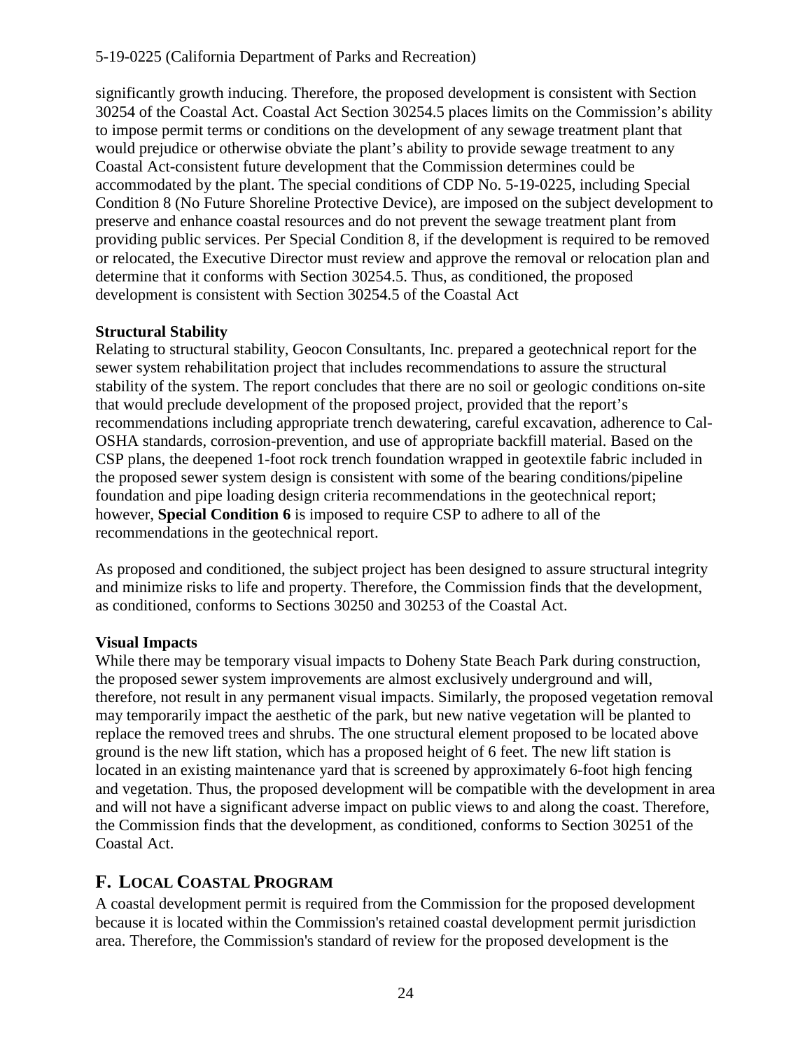significantly growth inducing. Therefore, the proposed development is consistent with Section 30254 of the Coastal Act. Coastal Act Section 30254.5 places limits on the Commission's ability to impose permit terms or conditions on the development of any sewage treatment plant that would prejudice or otherwise obviate the plant's ability to provide sewage treatment to any Coastal Act-consistent future development that the Commission determines could be accommodated by the plant. The special conditions of CDP No. 5-19-0225, including Special Condition 8 (No Future Shoreline Protective Device), are imposed on the subject development to preserve and enhance coastal resources and do not prevent the sewage treatment plant from providing public services. Per Special Condition 8, if the development is required to be removed or relocated, the Executive Director must review and approve the removal or relocation plan and determine that it conforms with Section 30254.5. Thus, as conditioned, the proposed development is consistent with Section 30254.5 of the Coastal Act

**Structural Stability**

Relating to structural stability, Geocon Consultants, Inc. prepared a geotechnical report for the sewer system rehabilitation project that includes recommendations to assure the structural stability of the system. The report concludes that there are no soil or geologic conditions on-site that would preclude development of the proposed project, provided that the report's recommendations including appropriate trench dewatering, careful excavation, adherence to Cal-OSHA standards, corrosion-prevention, and use of appropriate backfill material. Based on the CSP plans, the deepened 1-foot rock trench foundation wrapped in geotextile fabric included in the proposed sewer system design is consistent with some of the bearing conditions/pipeline foundation and pipe loading design criteria recommendations in the geotechnical report; however, **Special Condition 6** is imposed to require CSP to adhere to all of the recommendations in the geotechnical report.

As proposed and conditioned, the subject project has been designed to assure structural integrity and minimize risks to life and property. Therefore, the Commission finds that the development, as conditioned, conforms to Sections 30250 and 30253 of the Coastal Act.

**Visual Impacts**

While there may be temporary visual impacts to Doheny State Beach Park during construction, the proposed sewer system improvements are almost exclusively underground and will, therefore, not result in any permanent visual impacts. Similarly, the proposed vegetation removal may temporarily impact the aesthetic of the park, but new native vegetation will be planted to replace the removed trees and shrubs. The one structural element proposed to be located above ground is the new lift station, which has a proposed height of 6 feet. The new lift station is located in an existing maintenance yard that is screened by approximately 6-foot high fencing and vegetation. Thus, the proposed development will be compatible with the development in area and will not have a significant adverse impact on public views to and along the coast. Therefore, the Commission finds that the development, as conditioned, conforms to Section 30251 of the Coastal Act.

## F. Local Coastal Program

A coastal development permit is required from the Commission for the proposed development because it is located within the Commission's retained coastal development permit jurisdiction area. Therefore, the Commission's standard of review for the proposed development is the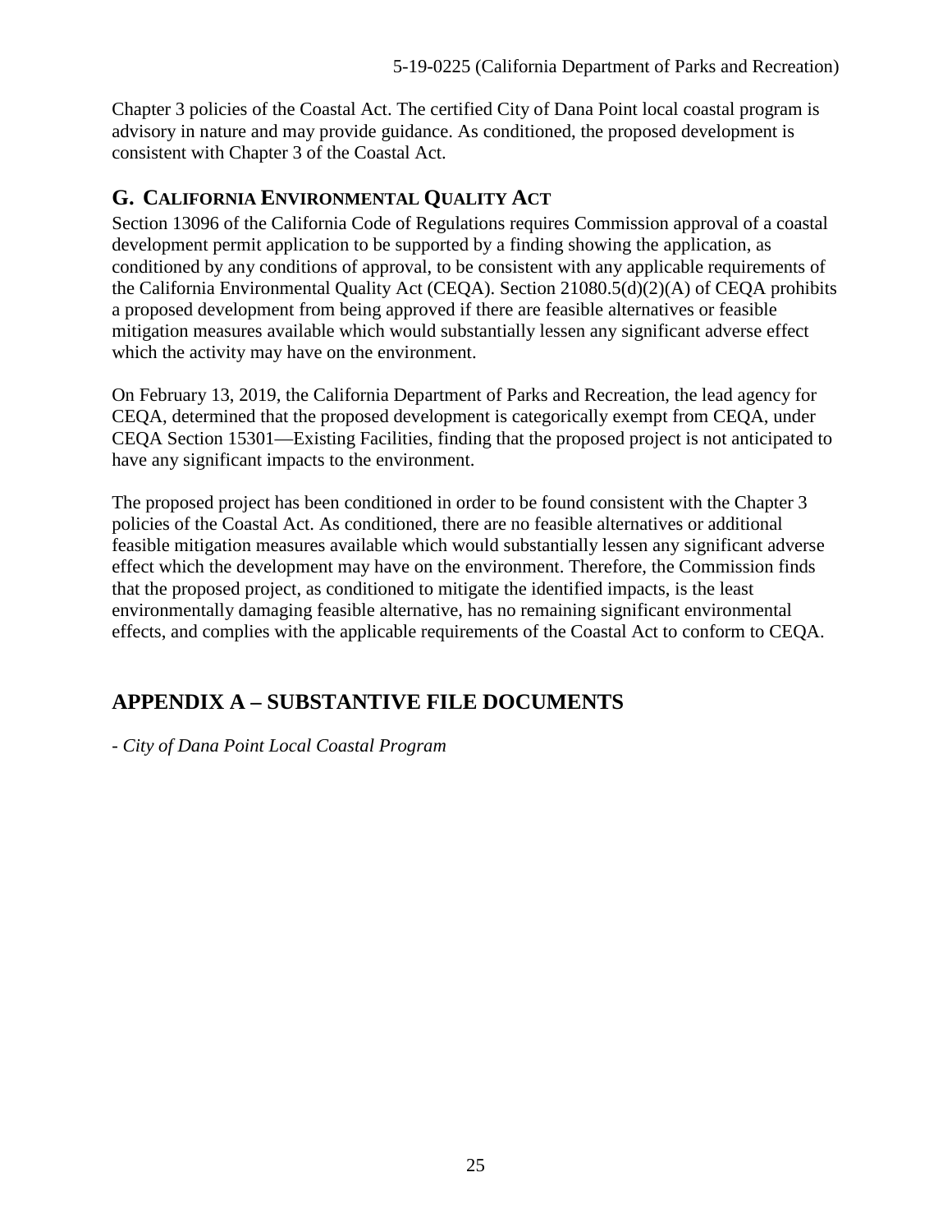Chapter 3 policies of the Coastal Act. The certified City of Dana Point local coastal program is advisory in nature and may provide guidance. As conditioned, the proposed development is consistent with Chapter 3 of the Coastal Act.

## G. California Environmental Quality Act

Section 13096 of the California Code of Regulations requires Commission approval of a coastal development permit application to be supported by a finding showing the application, as conditioned by any conditions of approval, to be consistent with any applicable requirements of the California Environmental Quality Act (CEQA). Section 21080.5(d)(2)(A) of CEQA prohibits a proposed development from being approved if there are feasible alternatives or feasible mitigation measures available which would substantially lessen any significant adverse effect which the activity may have on the environment.

On February 13, 2019, the California Department of Parks and Recreation, the lead agency for CEQA, determined that the proposed development is categorically exempt from CEQA, under CEQA Section 15301—Existing Facilities, finding that the proposed project is not anticipated to have any significant impacts to the environment.

The proposed project has been conditioned in order to be found consistent with the Chapter 3 policies of the Coastal Act. As conditioned, there are no feasible alternatives or additional feasible mitigation measures available which would substantially lessen any significant adverse effect which the development may have on the environment. Therefore, the Commission finds that the proposed project, as conditioned to mitigate the identified impacts, is the least environmentally damaging feasible alternative, has no remaining significant environmental effects, and complies with the applicable requirements of the Coastal Act to conform to CEQA.

# APPENDIX A – SUBSTANTIVE FILE DOCUMENTS

- *City of Dana Point Local Coastal Program*